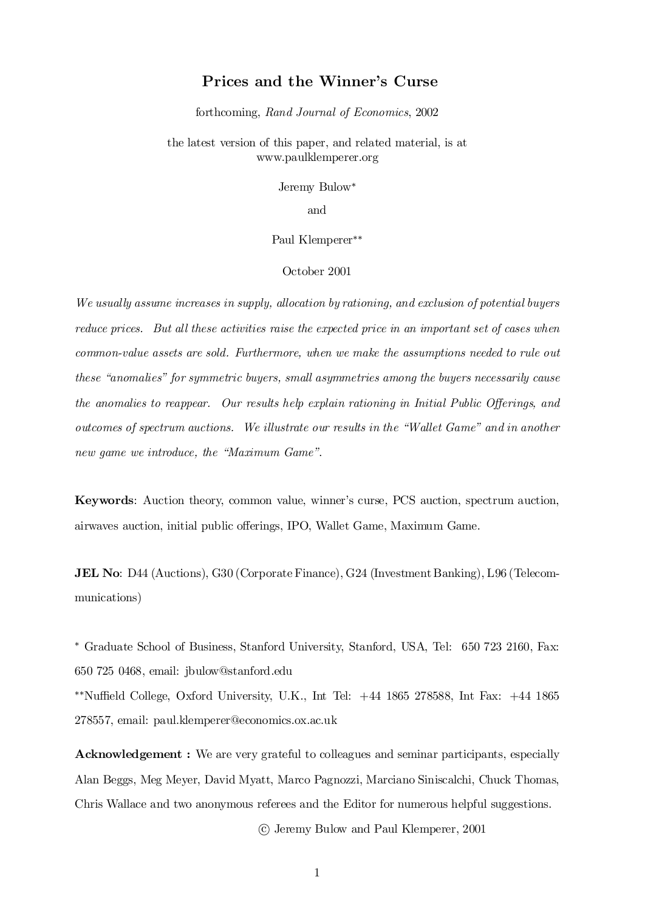# Prices and the Winner's Curse

forthcoming, *Rand Journal of Economics*, 2002

the latest version of this paper, and related material, is at
www.paulklemperer.org

Jeremy Bulow*

and

Paul Klemperer**

October 2001

*We usually assume increases in supply, allocation by rationing, and exclusion of potential buyers reduce prices. But all these activities raise the expected price in an important set of cases when common-value assets are sold. Furthermore, when we make the assumptions needed to rule out these "anomalies" for symmetric buyers, small asymmetries among the buyers necessarily cause the anomalies to reappear. Our results help explain rationing in Initial Public Offerings, and outcomes of spectrum auctions. We illustrate our results in the "Wallet Game" and in another new game we introduce, the "Maximum Game".*

**Keywords**: Auction theory, common value, winner's curse, PCS auction, spectrum auction, airwaves auction, initial public offerings, IPO, Wallet Game, Maximum Game.

**JEL No**: D44 (Auctions), G30 (Corporate Finance), G24 (Investment Banking), L96 (Telecommunications)

* Graduate School of Business, Stanford University, Stanford, USA, Tel: 650 723 2160, Fax: 650 725 0468, email: jbulow@stanford.edu

**Nuffield College, Oxford University, U.K., Int Tel: +44 1865 278588, Int Fax: +44 1865 278557, email: paul.klemperer@economics.ox.ac.uk

**Acknowledgement :** We are very grateful to colleagues and seminar participants, especially Alan Beggs, Meg Meyer, David Myatt, Marco Pagnozzi, Marciano Siniscalchi, Chuck Thomas, Chris Wallace and two anonymous referees and the Editor for numerous helpful suggestions.

© Jeremy Bulow and Paul Klemperer, 2001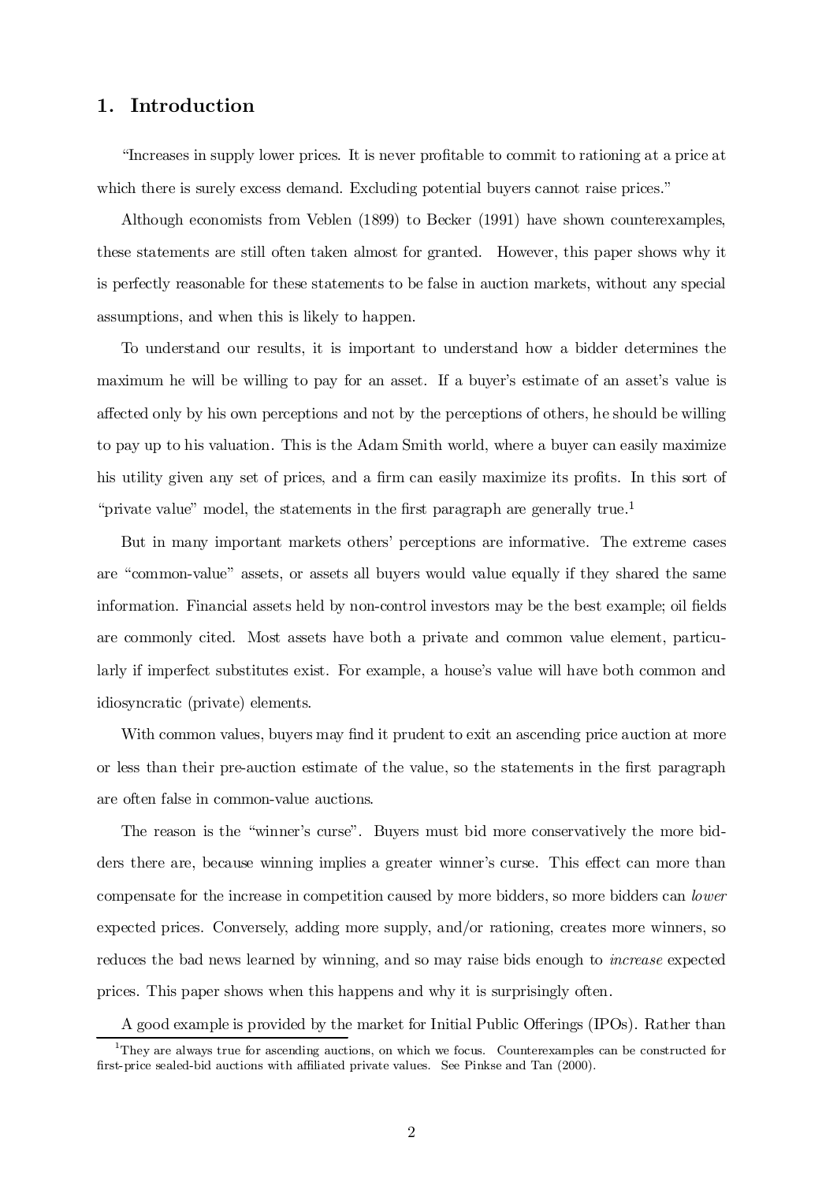## 1. Introduction

"Increases in supply lower prices. It is never profitable to commit to rationing at a price at which there is surely excess demand. Excluding potential buyers cannot raise prices."

Although economists from Veblen (1899) to Becker (1991) have shown counterexamples, these statements are still often taken almost for granted. However, this paper shows why it is perfectly reasonable for these statements to be false in auction markets, without any special assumptions, and when this is likely to happen.

To understand our results, it is important to understand how a bidder determines the maximum he will be willing to pay for an asset. If a buyer's estimate of an asset's value is affected only by his own perceptions and not by the perceptions of others, he should be willing to pay up to his valuation. This is the Adam Smith world, where a buyer can easily maximize his utility given any set of prices, and a firm can easily maximize its profits. In this sort of "private value" model, the statements in the first paragraph are generally true.[1]

But in many important markets others' perceptions are informative. The extreme cases are "common-value" assets, or assets all buyers would value equally if they shared the same information. Financial assets held by non-control investors may be the best example; oil fields are commonly cited. Most assets have both a private and common value element, particularly if imperfect substitutes exist. For example, a house's value will have both common and idiosyncratic (private) elements.

With common values, buyers may find it prudent to exit an ascending price auction at more or less than their pre-auction estimate of the value, so the statements in the first paragraph are often false in common-value auctions.

The reason is the "winner's curse". Buyers must bid more conservatively the more bidders there are, because winning implies a greater winner's curse. This effect can more than compensate for the increase in competition caused by more bidders, so more bidders can *lower* expected prices. Conversely, adding more supply, and/or rationing, creates more winners, so reduces the bad news learned by winning, and so may raise bids enough to *increase* expected prices. This paper shows when this happens and why it is surprisingly often.

A good example is provided by the market for Initial Public Offerings (IPOs). Rather than

[1] They are always true for ascending auctions, on which we focus. Counterexamples can be constructed for first-price sealed-bid auctions with affiliated private values. See Pinkse and Tan (2000).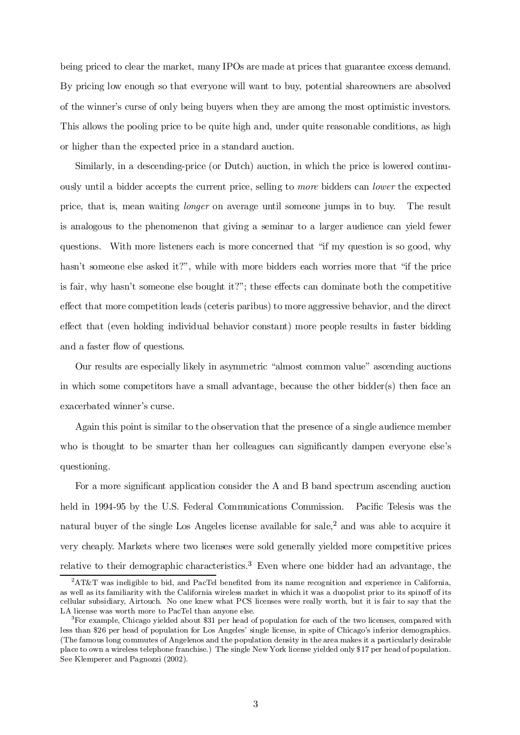being priced to clear the market, many IPOs are made at prices that guarantee excess demand. By pricing low enough so that everyone will want to buy, potential shareowners are absolved of the winner's curse of only being buyers when they are among the most optimistic investors. This allows the pooling price to be quite high and, under quite reasonable conditions, as high or higher than the expected price in a standard auction.

Similarly, in a descending-price (or Dutch) auction, in which the price is lowered continuously until a bidder accepts the current price, selling to *more* bidders can *lower* the expected price, that is, mean waiting *longer* on average until someone jumps in to buy. The result is analogous to the phenomenon that giving a seminar to a larger audience can yield fewer questions. With more listeners each is more concerned that "if my question is so good, why hasn't someone else asked it?", while with more bidders each worries more that "if the price is fair, why hasn't someone else bought it?"; these effects can dominate both the competitive effect that more competition leads (ceteris paribus) to more aggressive behavior, and the direct effect that (even holding individual behavior constant) more people results in faster bidding and a faster flow of questions.

Our results are especially likely in asymmetric "almost common value" ascending auctions in which some competitors have a small advantage, because the other bidder(s) then face an exacerbated winner's curse.

Again this point is similar to the observation that the presence of a single audience member who is thought to be smarter than her colleagues can significantly dampen everyone else's questioning.

For a more significant application consider the A and B band spectrum ascending auction held in 1994-95 by the U.S. Federal Communications Commission. Pacific Telesis was the natural buyer of the single Los Angeles license available for sale,[2] and was able to acquire it very cheaply. Markets where two licenses were sold generally yielded more competitive prices relative to their demographic characteristics.[3] Even where one bidder had an advantage, the

---

[2] AT&T was ineligible to bid, and PacTel benefited from its name recognition and experience in California, as well as its familiarity with the California wireless market in which it was a duopolist prior to its spinoff of its cellular subsidiary, Airtouch. No one knew what PCS licenses were really worth, but it is fair to say that the LA license was worth more to PacTel than anyone else.

[3] For example, Chicago yielded about $31 per head of population for each of the two licenses, compared with less than $26 per head of population for Los Angeles' single license, in spite of Chicago's inferior demographics. (The famous long commutes of Angelenos and the population density in the area makes it a particularly desirable place to own a wireless telephone franchise.) The single New York license yielded only $17 per head of population. See Klemperer and Pagnozzi (2002).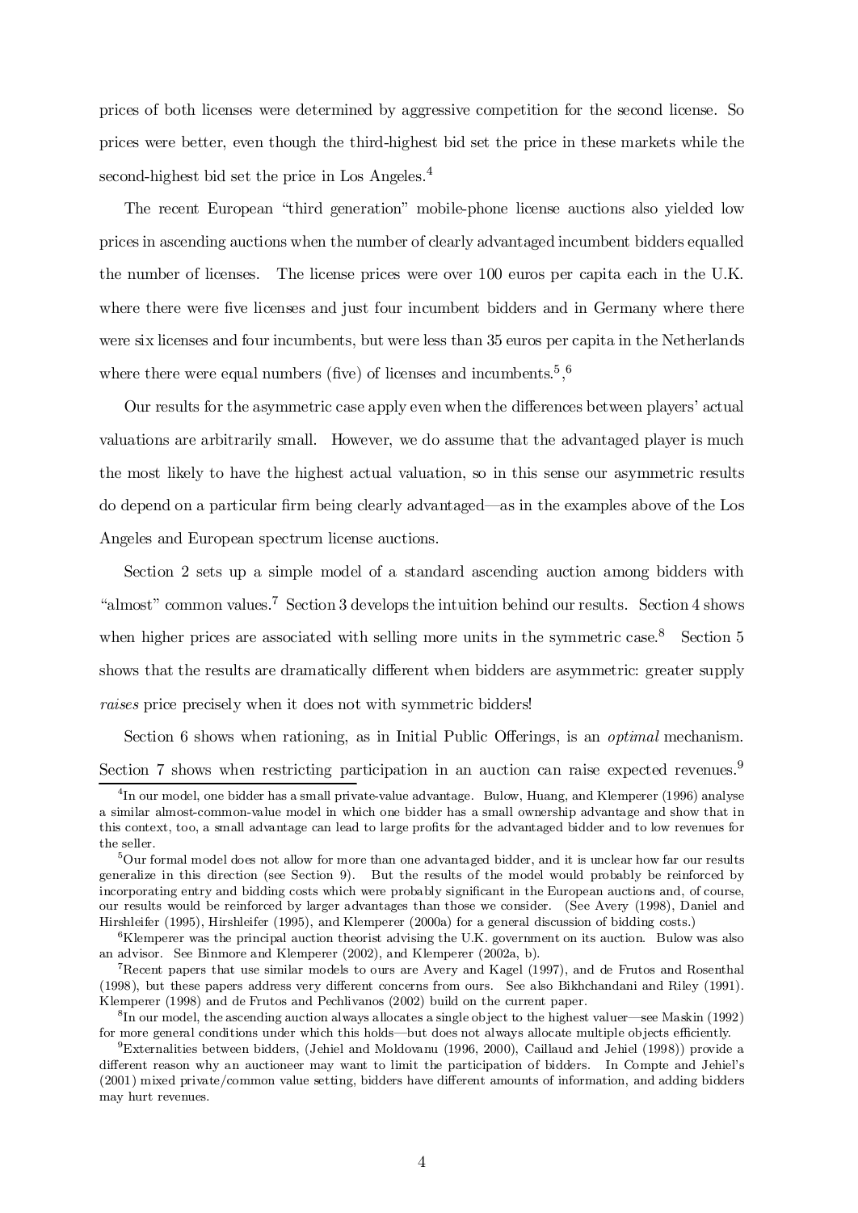prices of both licenses were determined by aggressive competition for the second license. So prices were better, even though the third-highest bid set the price in these markets while the second-highest bid set the price in Los Angeles.[4]

The recent European "third generation" mobile-phone license auctions also yielded low prices in ascending auctions when the number of clearly advantaged incumbent bidders equalled the number of licenses. The license prices were over 100 euros per capita each in the U.K. where there were five licenses and just four incumbent bidders and in Germany where there were six licenses and four incumbents, but were less than 35 euros per capita in the Netherlands where there were equal numbers (five) of licenses and incumbents.[5],[6]

Our results for the asymmetric case apply even when the differences between players' actual valuations are arbitrarily small. However, we do assume that the advantaged player is much the most likely to have the highest actual valuation, so in this sense our asymmetric results do depend on a particular firm being clearly advantaged—as in the examples above of the Los Angeles and European spectrum license auctions.

Section 2 sets up a simple model of a standard ascending auction among bidders with "almost" common values.[7] Section 3 develops the intuition behind our results. Section 4 shows when higher prices are associated with selling more units in the symmetric case.[8] Section 5 shows that the results are dramatically different when bidders are asymmetric: greater supply *raises* price precisely when it does not with symmetric bidders!

Section 6 shows when rationing, as in Initial Public Offerings, is an *optimal* mechanism. Section 7 shows when restricting participation in an auction can raise expected revenues.[9]

---

[4] In our model, one bidder has a small private-value advantage. Bulow, Huang, and Klemperer (1996) analyse a similar almost-common-value model in which one bidder has a small ownership advantage and show that in this context, too, a small advantage can lead to large profits for the advantaged bidder and to low revenues for the seller.

[5] Our formal model does not allow for more than one advantaged bidder, and it is unclear how far our results generalize in this direction (see Section 9). But the results of the model would probably be reinforced by incorporating entry and bidding costs which were probably significant in the European auctions and, of course, our results would be reinforced by larger advantages than those we consider. (See Avery (1998), Daniel and Hirshleifer (1995), Hirshleifer (1995), and Klemperer (2000a) for a general discussion of bidding costs.)

[6] Klemperer was the principal auction theorist advising the U.K. government on its auction. Bulow was also an advisor. See Binmore and Klemperer (2002), and Klemperer (2002a, b).

[7] Recent papers that use similar models to ours are Avery and Kagel (1997), and de Frutos and Rosenthal (1998), but these papers address very different concerns from ours. See also Bikhchandani and Riley (1991). Klemperer (1998) and de Frutos and Pechlivanos (2002) build on the current paper.

[8] In our model, the ascending auction always allocates a single object to the highest valuer—see Maskin (1992) for more general conditions under which this holds—but does not always allocate multiple objects efficiently.

[9] Externalities between bidders, (Jehiel and Moldovanu (1996, 2000), Caillaud and Jehiel (1998)) provide a different reason why an auctioneer may want to limit the participation of bidders. In Compte and Jehiel's (2001) mixed private/common value setting, bidders have different amounts of information, and adding bidders may hurt revenues.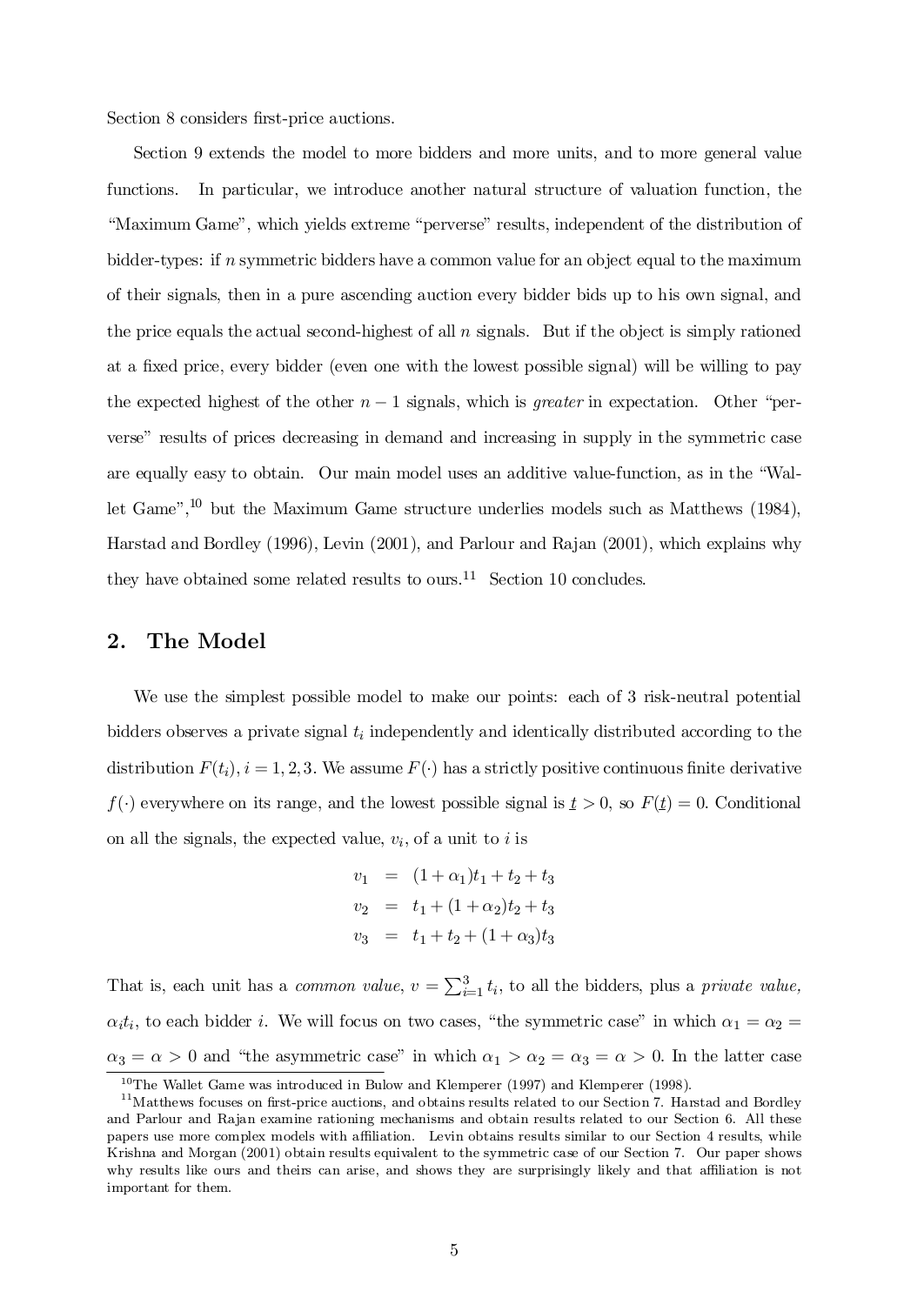Section 8 considers first-price auctions.

Section 9 extends the model to more bidders and more units, and to more general value functions. In particular, we introduce another natural structure of valuation function, the "Maximum Game", which yields extreme "perverse" results, independent of the distribution of bidder-types: if $n$ symmetric bidders have a common value for an object equal to the maximum of their signals, then in a pure ascending auction every bidder bids up to his own signal, and the price equals the actual second-highest of all $n$ signals. But if the object is simply rationed at a fixed price, every bidder (even one with the lowest possible signal) will be willing to pay the expected highest of the other $n-1$ signals, which is *greater* in expectation. Other "perverse" results of prices decreasing in demand and increasing in supply in the symmetric case are equally easy to obtain. Our main model uses an additive value-function, as in the "Wallet Game",[10] but the Maximum Game structure underlies models such as Matthews (1984), Harstad and Bordley (1996), Levin (2001), and Parlour and Rajan (2001), which explains why they have obtained some related results to ours.[11] Section 10 concludes.

## 2. The Model

We use the simplest possible model to make our points: each of 3 risk-neutral potential bidders observes a private signal $t_i$ independently and identically distributed according to the distribution $F(t_i)$, $i = 1, 2, 3$. We assume $F(\cdot)$ has a strictly positive continuous finite derivative $f(\cdot)$ everywhere on its range, and the lowest possible signal is $\underline{t} > 0$, so $F(\underline{t}) = 0$. Conditional on all the signals, the expected value, $v_i$, of a unit to $i$ is

$$
\begin{aligned}
v_1 &= (1+\alpha_1)t_1 + t_2 + t_3 \\
v_2 &= t_1 + (1+\alpha_2)t_2 + t_3 \\
v_3 &= t_1 + t_2 + (1+\alpha_3)t_3
\end{aligned}
$$

That is, each unit has a *common value*, $v = \sum_{i=1}^{3} t_i$, to all the bidders, plus a *private value,* $\alpha_i t_i$, to each bidder $i$. We will focus on two cases, "the symmetric case" in which $\alpha_1 = \alpha_2 = \alpha_3 = \alpha > 0$ and "the asymmetric case" in which $\alpha_1 > \alpha_2 = \alpha_3 = \alpha > 0$. In the latter case

[10] The Wallet Game was introduced in Bulow and Klemperer (1997) and Klemperer (1998).

[11] Matthews focuses on first-price auctions, and obtains results related to our Section 7. Harstad and Bordley and Parlour and Rajan examine rationing mechanisms and obtain results related to our Section 6. All these papers use more complex models with affiliation. Levin obtains results similar to our Section 4 results, while Krishna and Morgan (2001) obtain results equivalent to the symmetric case of our Section 7. Our paper shows why results like ours and theirs can arise, and shows they are surprisingly likely and that affiliation is not important for them.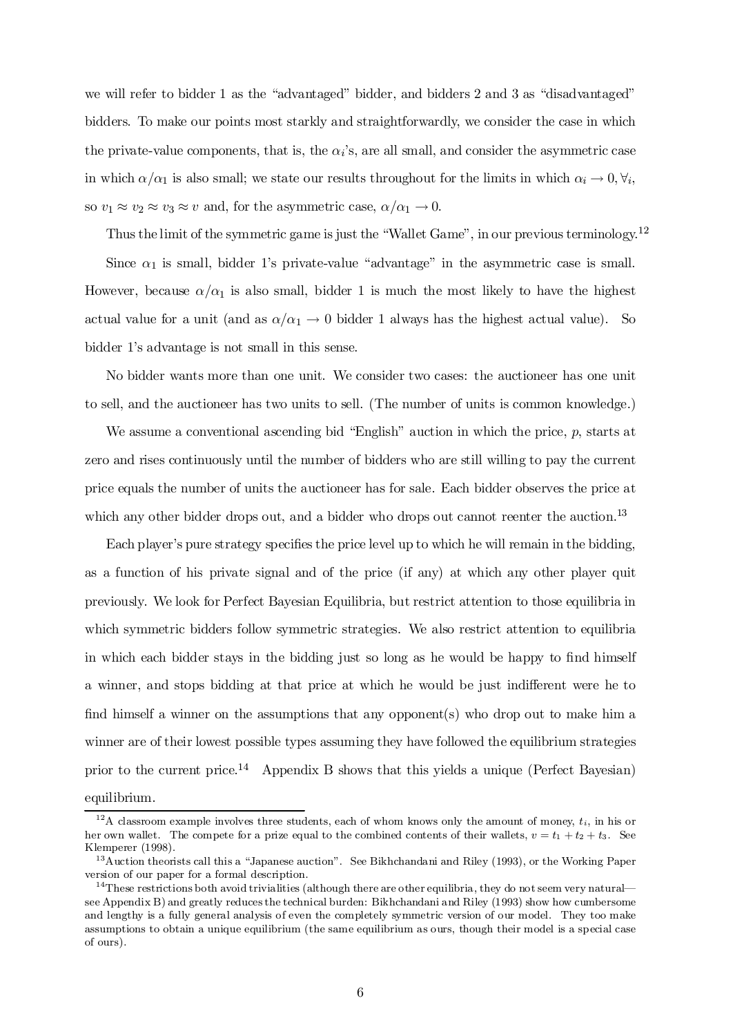we will refer to bidder 1 as the "advantaged" bidder, and bidders 2 and 3 as "disadvantaged" bidders. To make our points most starkly and straightforwardly, we consider the case in which the private-value components, that is, the $\alpha_i$'s, are all small, and consider the asymmetric case in which $\alpha/\alpha_1$ is also small; we state our results throughout for the limits in which $\alpha_i \to 0, \forall_i$, so $v_1 \approx v_2 \approx v_3 \approx v$ and, for the asymmetric case, $\alpha/\alpha_1 \to 0$.

Thus the limit of the symmetric game is just the "Wallet Game", in our previous terminology.[12]

Since $\alpha_1$ is small, bidder 1's private-value "advantage" in the asymmetric case is small. However, because $\alpha/\alpha_1$ is also small, bidder 1 is much the most likely to have the highest actual value for a unit (and as $\alpha/\alpha_1 \to 0$ bidder 1 always has the highest actual value). So bidder 1's advantage is not small in this sense.

No bidder wants more than one unit. We consider two cases: the auctioneer has one unit to sell, and the auctioneer has two units to sell. (The number of units is common knowledge.)

We assume a conventional ascending bid "English" auction in which the price, $p$, starts at zero and rises continuously until the number of bidders who are still willing to pay the current price equals the number of units the auctioneer has for sale. Each bidder observes the price at which any other bidder drops out, and a bidder who drops out cannot reenter the auction.[13]

Each player's pure strategy specifies the price level up to which he will remain in the bidding, as a function of his private signal and of the price (if any) at which any other player quit previously. We look for Perfect Bayesian Equilibria, but restrict attention to those equilibria in which symmetric bidders follow symmetric strategies. We also restrict attention to equilibria in which each bidder stays in the bidding just so long as he would be happy to find himself a winner, and stops bidding at that price at which he would be just indifferent were he to find himself a winner on the assumptions that any opponent(s) who drop out to make him a winner are of their lowest possible types assuming they have followed the equilibrium strategies prior to the current price.[14] Appendix B shows that this yields a unique (Perfect Bayesian) equilibrium.

---

[12] A classroom example involves three students, each of whom knows only the amount of money, $t_i$, in his or her own wallet. The compete for a prize equal to the combined contents of their wallets, $v = t_1 + t_2 + t_3$. See Klemperer (1998).

[13] Auction theorists call this a "Japanese auction". See Bikhchandani and Riley (1993), or the Working Paper version of our paper for a formal description.

[14] These restrictions both avoid trivialities (although there are other equilibria, they do not seem very natural—see Appendix B) and greatly reduces the technical burden: Bikhchandani and Riley (1993) show how cumbersome and lengthy is a fully general analysis of even the completely symmetric version of our model. They too make assumptions to obtain a unique equilibrium (the same equilibrium as ours, though their model is a special case of ours).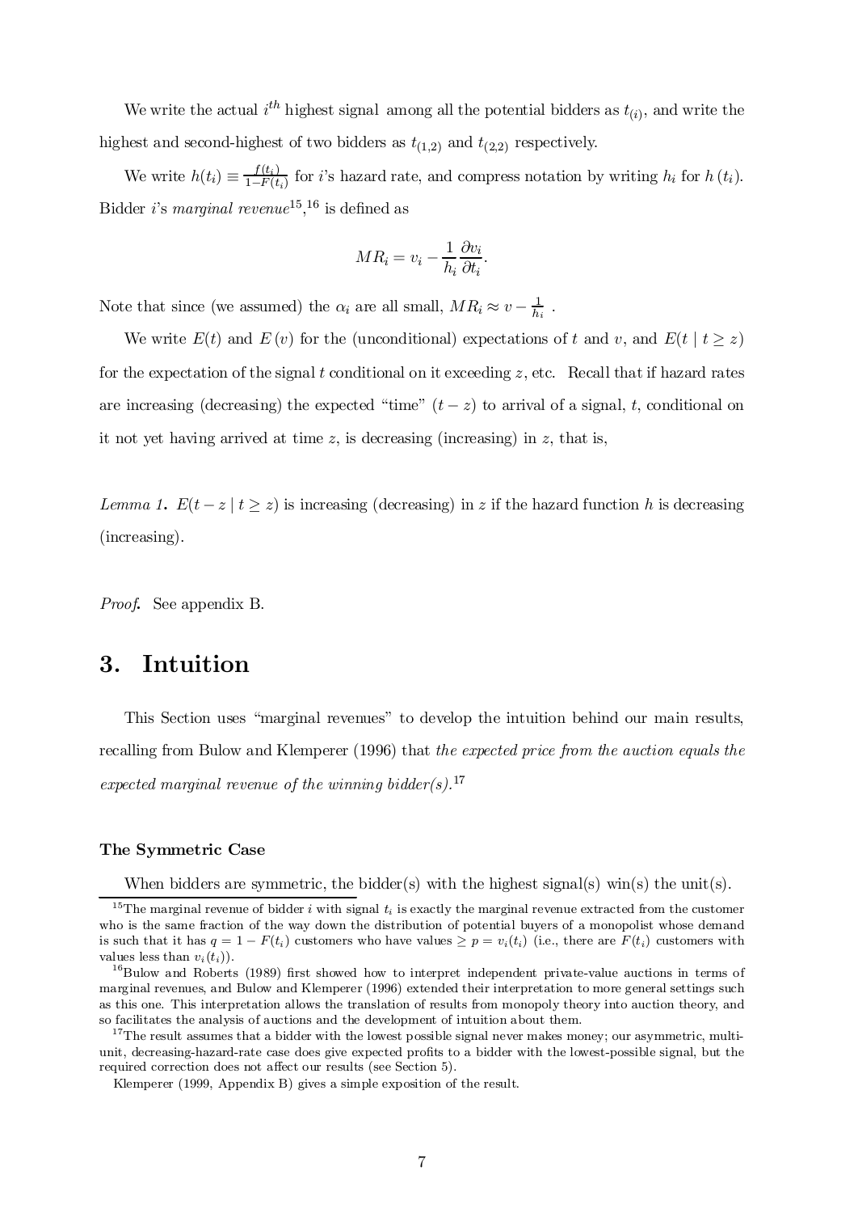We write the actual $i^{th}$ highest signal among all the potential bidders as $t_{(i)}$, and write the highest and second-highest of two bidders as $t_{(1,2)}$ and $t_{(2,2)}$ respectively.

We write $h(t_i) \equiv \frac{f(t_i)}{1-F(t_i)}$ for $i$'s hazard rate, and compress notation by writing $h_i$ for $h(t_i)$. Bidder $i$'s *marginal revenue*[15],[16] is defined as

$$MR_i = v_i - \frac{1}{h_i}\frac{\partial v_i}{\partial t_i}.$$

Note that since (we assumed) the $\alpha_i$ are all small, $MR_i \approx v - \frac{1}{h_i}$ .

We write $E(t)$ and $E(v)$ for the (unconditional) expectations of $t$ and $v$, and $E(t \mid t \geq z)$ for the expectation of the signal $t$ conditional on it exceeding $z$, etc. Recall that if hazard rates are increasing (decreasing) the expected "time" $(t - z)$ to arrival of a signal, $t$, conditional on it not yet having arrived at time $z$, is decreasing (increasing) in $z$, that is,

*Lemma 1.* $E(t - z \mid t \geq z)$ is increasing (decreasing) in $z$ if the hazard function $h$ is decreasing (increasing).

*Proof.* See appendix B.

## 3. Intuition

This Section uses "marginal revenues" to develop the intuition behind our main results, recalling from Bulow and Klemperer (1996) that *the expected price from the auction equals the expected marginal revenue of the winning bidder(s).*[17]

#### The Symmetric Case

When bidders are symmetric, the bidder(s) with the highest signal(s) win(s) the unit(s).

[15] The marginal revenue of bidder $i$ with signal $t_i$ is exactly the marginal revenue extracted from the customer who is the same fraction of the way down the distribution of potential buyers of a monopolist whose demand is such that it has $q = 1 - F(t_i)$ customers who have values $\geq p = v_i(t_i)$ (i.e., there are $F(t_i)$ customers with values less than $v_i(t_i)$).

[16] Bulow and Roberts (1989) first showed how to interpret independent private-value auctions in terms of marginal revenues, and Bulow and Klemperer (1996) extended their interpretation to more general settings such as this one. This interpretation allows the translation of results from monopoly theory into auction theory, and so facilitates the analysis of auctions and the development of intuition about them.

[17] The result assumes that a bidder with the lowest possible signal never makes money; our asymmetric, multi-unit, decreasing-hazard-rate case does give expected profits to a bidder with the lowest-possible signal, but the required correction does not affect our results (see Section 5).

Klemperer (1999, Appendix B) gives a simple exposition of the result.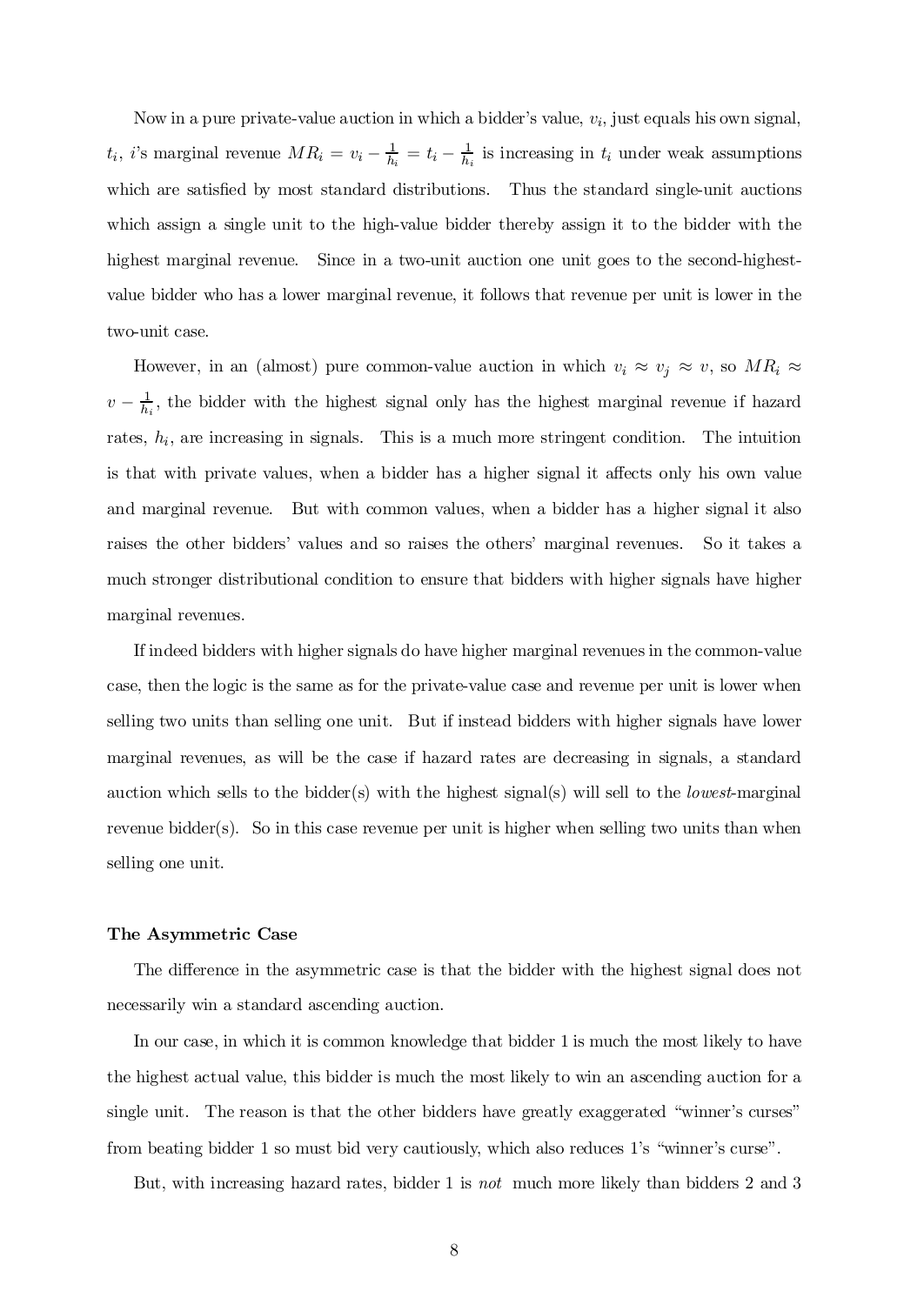Now in a pure private-value auction in which a bidder's value, $v_i$, just equals his own signal, $t_i$, $i$'s marginal revenue $MR_i = v_i - \frac{1}{h_i} = t_i - \frac{1}{h_i}$ is increasing in $t_i$ under weak assumptions which are satisfied by most standard distributions. Thus the standard single-unit auctions which assign a single unit to the high-value bidder thereby assign it to the bidder with the highest marginal revenue. Since in a two-unit auction one unit goes to the second-highest-value bidder who has a lower marginal revenue, it follows that revenue per unit is lower in the two-unit case.

However, in an (almost) pure common-value auction in which $v_i \approx v_j \approx v$, so $MR_i \approx v - \frac{1}{h_i}$, the bidder with the highest signal only has the highest marginal revenue if hazard rates, $h_i$, are increasing in signals. This is a much more stringent condition. The intuition is that with private values, when a bidder has a higher signal it affects only his own value and marginal revenue. But with common values, when a bidder has a higher signal it also raises the other bidders' values and so raises the others' marginal revenues. So it takes a much stronger distributional condition to ensure that bidders with higher signals have higher marginal revenues.

If indeed bidders with higher signals do have higher marginal revenues in the common-value case, then the logic is the same as for the private-value case and revenue per unit is lower when selling two units than selling one unit. But if instead bidders with higher signals have lower marginal revenues, as will be the case if hazard rates are decreasing in signals, a standard auction which sells to the bidder(s) with the highest signal(s) will sell to the *lowest*-marginal revenue bidder(s). So in this case revenue per unit is higher when selling two units than when selling one unit.

#### The Asymmetric Case

The difference in the asymmetric case is that the bidder with the highest signal does not necessarily win a standard ascending auction.

In our case, in which it is common knowledge that bidder 1 is much the most likely to have the highest actual value, this bidder is much the most likely to win an ascending auction for a single unit. The reason is that the other bidders have greatly exaggerated "winner's curses" from beating bidder 1 so must bid very cautiously, which also reduces 1's "winner's curse".

But, with increasing hazard rates, bidder 1 is *not* much more likely than bidders 2 and 3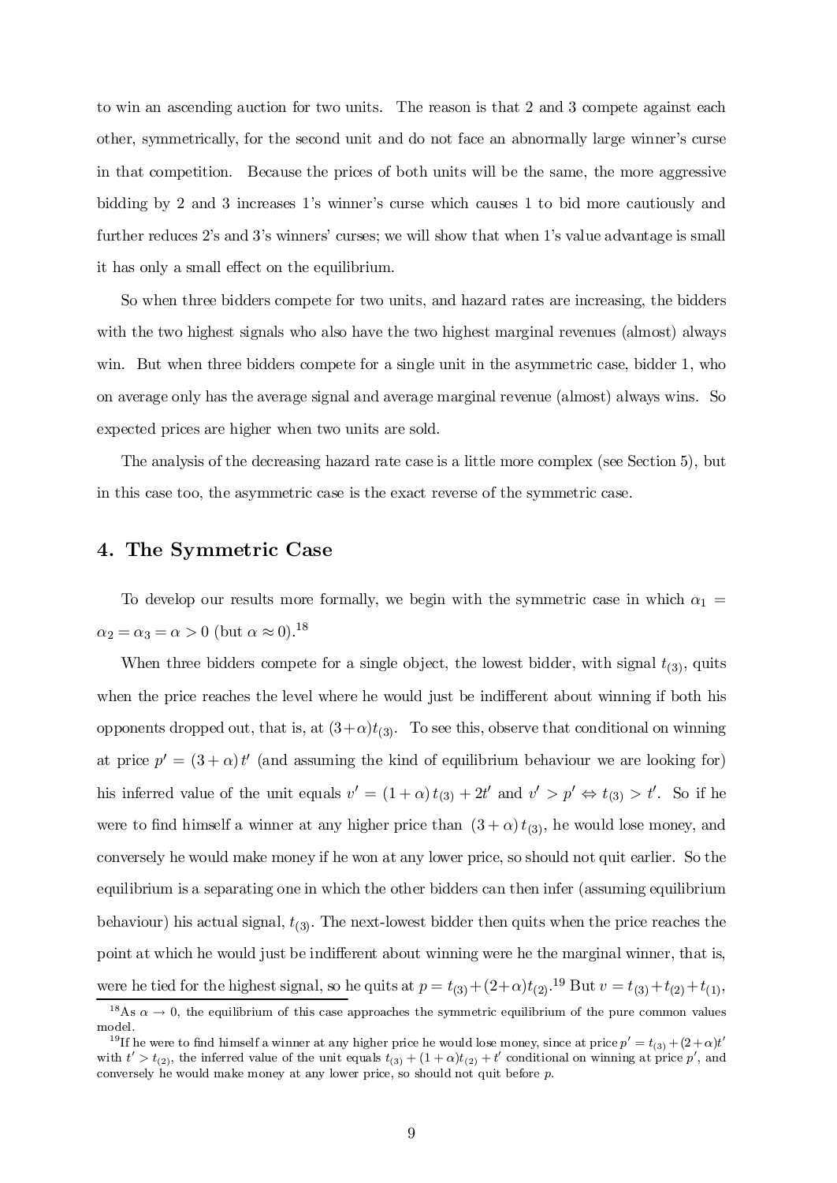to win an ascending auction for two units. The reason is that 2 and 3 compete against each other, symmetrically, for the second unit and do not face an abnormally large winner's curse in that competition. Because the prices of both units will be the same, the more aggressive bidding by 2 and 3 increases 1's winner's curse which causes 1 to bid more cautiously and further reduces 2's and 3's winners' curses; we will show that when 1's value advantage is small it has only a small effect on the equilibrium.

So when three bidders compete for two units, and hazard rates are increasing, the bidders with the two highest signals who also have the two highest marginal revenues (almost) always win. But when three bidders compete for a single unit in the asymmetric case, bidder 1, who on average only has the average signal and average marginal revenue (almost) always wins. So expected prices are higher when two units are sold.

The analysis of the decreasing hazard rate case is a little more complex (see Section 5), but in this case too, the asymmetric case is the exact reverse of the symmetric case.

## 4. The Symmetric Case

To develop our results more formally, we begin with the symmetric case in which $\alpha_1 = \alpha_2 = \alpha_3 = \alpha > 0$ (but $\alpha \approx 0$).[18]

When three bidders compete for a single object, the lowest bidder, with signal $t_{(3)}$, quits when the price reaches the level where he would just be indifferent about winning if both his opponents dropped out, that is, at $(3+\alpha)t_{(3)}$. To see this, observe that conditional on winning at price $p' = (3+\alpha)\,t'$ (and assuming the kind of equilibrium behaviour we are looking for) his inferred value of the unit equals $v' = (1+\alpha)\,t_{(3)} + 2t'$ and $v' > p' \Leftrightarrow t_{(3)} > t'$. So if he were to find himself a winner at any higher price than $(3+\alpha)\,t_{(3)}$, he would lose money, and conversely he would make money if he won at any lower price, so should not quit earlier. So the equilibrium is a separating one in which the other bidders can then infer (assuming equilibrium behaviour) his actual signal, $t_{(3)}$. The next-lowest bidder then quits when the price reaches the point at which he would just be indifferent about winning were he the marginal winner, that is, were he tied for the highest signal, so he quits at $p = t_{(3)} + (2+\alpha)t_{(2)}$.[19] But $v = t_{(3)} + t_{(2)} + t_{(1)}$,

[18] As $\alpha \to 0$, the equilibrium of this case approaches the symmetric equilibrium of the pure common values model.

[19] If he were to find himself a winner at any higher price he would lose money, since at price $p' = t_{(3)} + (2+\alpha)t'$ with $t' > t_{(2)}$, the inferred value of the unit equals $t_{(3)} + (1+\alpha)t_{(2)} + t'$ conditional on winning at price $p'$, and conversely he would make money at any lower price, so should not quit before $p$.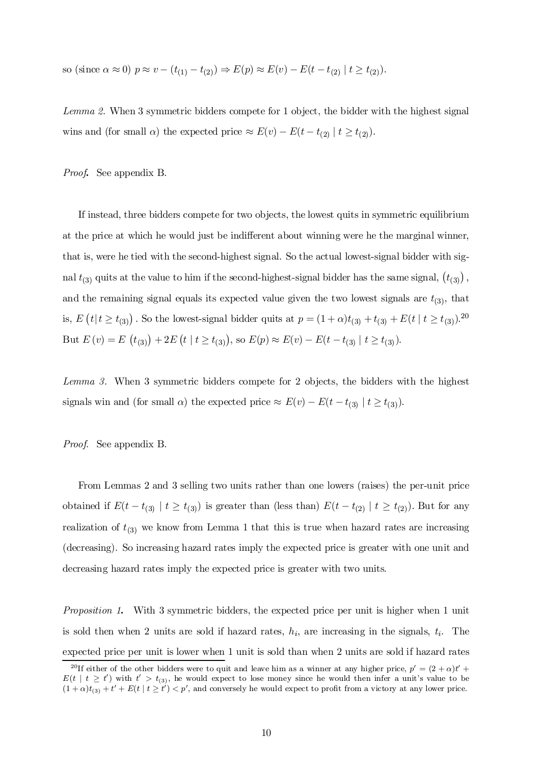so (since $\alpha \approx 0$) $p \approx v - (t_{(1)} - t_{(2)}) \Rightarrow E(p) \approx E(v) - E(t - t_{(2)} \mid t \geq t_{(2)})$.

*Lemma 2.* When 3 symmetric bidders compete for 1 object, the bidder with the highest signal wins and (for small $\alpha$) the expected price $\approx E(v) - E(t - t_{(2)} \mid t \geq t_{(2)})$.

*Proof.* See appendix B.

If instead, three bidders compete for two objects, the lowest quits in symmetric equilibrium at the price at which he would just be indifferent about winning were he the marginal winner, that is, were he tied with the second-highest signal. So the actual lowest-signal bidder with signal $t_{(3)}$ quits at the value to him if the second-highest-signal bidder has the same signal, $(t_{(3)})$, and the remaining signal equals its expected value given the two lowest signals are $t_{(3)}$, that is, $E(t|t \geq t_{(3)})$. So the lowest-signal bidder quits at $p = (1+\alpha)t_{(3)} + t_{(3)} + E(t \mid t \geq t_{(3)})$.[20] But $E(v) = E(t_{(3)}) + 2E(t \mid t \geq t_{(3)})$, so $E(p) \approx E(v) - E(t - t_{(3)} \mid t \geq t_{(3)})$.

*Lemma 3.* When 3 symmetric bidders compete for 2 objects, the bidders with the highest signals win and (for small $\alpha$) the expected price $\approx E(v) - E(t - t_{(3)} \mid t \geq t_{(3)})$.

*Proof.* See appendix B.

From Lemmas 2 and 3 selling two units rather than one lowers (raises) the per-unit price obtained if $E(t - t_{(3)} \mid t \geq t_{(3)})$ is greater than (less than) $E(t - t_{(2)} \mid t \geq t_{(2)})$. But for any realization of $t_{(3)}$ we know from Lemma 1 that this is true when hazard rates are increasing (decreasing). So increasing hazard rates imply the expected price is greater with one unit and decreasing hazard rates imply the expected price is greater with two units.

*Proposition 1.* With 3 symmetric bidders, the expected price per unit is higher when 1 unit is sold then when 2 units are sold if hazard rates, $h_i$, are increasing in the signals, $t_i$. The expected price per unit is lower when 1 unit is sold than when 2 units are sold if hazard rates

[20] If either of the other bidders were to quit and leave him as a winner at any higher price, $p' = (2+\alpha)t' + E(t \mid t \geq t')$ with $t' > t_{(3)}$, he would expect to lose money since he would then infer a unit's value to be $(1+\alpha)t_{(3)} + t' + E(t \mid t \geq t') < p'$, and conversely he would expect to profit from a victory at any lower price.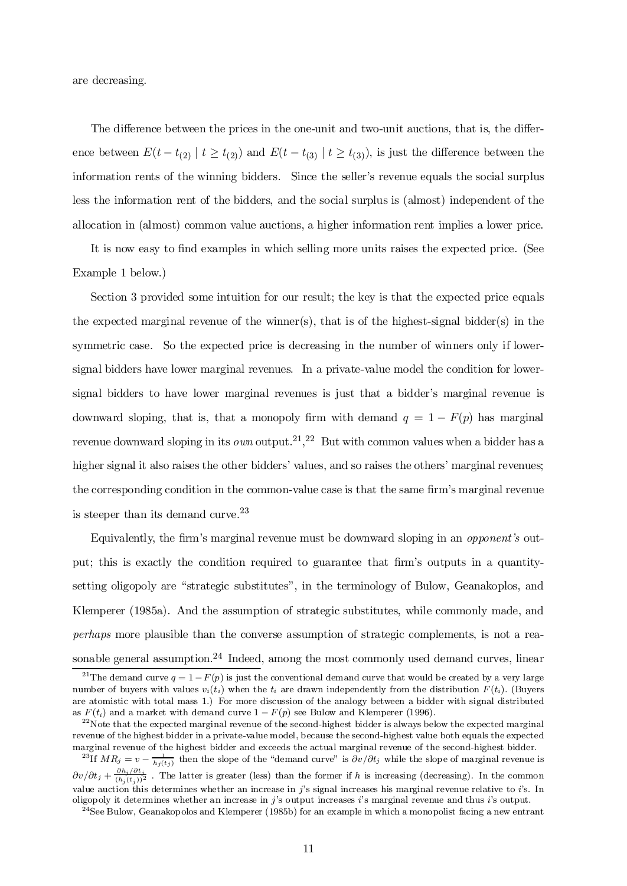are decreasing.

The difference between the prices in the one-unit and two-unit auctions, that is, the difference between $E(t - t_{(2)} \mid t \geq t_{(2)})$ and $E(t - t_{(3)} \mid t \geq t_{(3)})$, is just the difference between the information rents of the winning bidders. Since the seller's revenue equals the social surplus less the information rent of the bidders, and the social surplus is (almost) independent of the allocation in (almost) common value auctions, a higher information rent implies a lower price.

It is now easy to find examples in which selling more units raises the expected price. (See Example 1 below.)

Section 3 provided some intuition for our result; the key is that the expected price equals the expected marginal revenue of the winner(s), that is of the highest-signal bidder(s) in the symmetric case. So the expected price is decreasing in the number of winners only if lower-signal bidders have lower marginal revenues. In a private-value model the condition for lower-signal bidders to have lower marginal revenues is just that a bidder's marginal revenue is downward sloping, that is, that a monopoly firm with demand $q = 1 - F(p)$ has marginal revenue downward sloping in its *own* output.[21],[22] But with common values when a bidder has a higher signal it also raises the other bidders' values, and so raises the others' marginal revenues; the corresponding condition in the common-value case is that the same firm's marginal revenue is steeper than its demand curve.[23]

Equivalently, the firm's marginal revenue must be downward sloping in an *opponent's* output; this is exactly the condition required to guarantee that firm's outputs in a quantity-setting oligopoly are "strategic substitutes", in the terminology of Bulow, Geanakoplos, and Klemperer (1985a). And the assumption of strategic substitutes, while commonly made, and *perhaps* more plausible than the converse assumption of strategic complements, is not a reasonable general assumption.[24] Indeed, among the most commonly used demand curves, linear

---

[21]The demand curve $q = 1 - F(p)$ is just the conventional demand curve that would be created by a very large number of buyers with values $v_i(t_i)$ when the $t_i$ are drawn independently from the distribution $F(t_i)$. (Buyers are atomistic with total mass 1.) For more discussion of the analogy between a bidder with signal distributed as $F(t_i)$ and a market with demand curve $1 - F(p)$ see Bulow and Klemperer (1996).

[22]Note that the expected marginal revenue of the second-highest bidder is always below the expected marginal revenue of the highest bidder in a private-value model, because the second-highest value both equals the expected marginal revenue of the highest bidder and exceeds the actual marginal revenue of the second-highest bidder.

[23]If $MR_j = v - \frac{1}{h_j(t_j)}$ then the slope of the "demand curve" is $\partial v/\partial t_j$ while the slope of marginal revenue is $\partial v/\partial t_j + \frac{\partial h_j/\partial t_j}{(h_j(t_j))^2}$ . The latter is greater (less) than the former if $h$ is increasing (decreasing). In the common value auction this determines whether an increase in $j$'s signal increases his marginal revenue relative to $i$'s. In oligopoly it determines whether an increase in $j$'s output increases $i$'s marginal revenue and thus $i$'s output.

[24]See Bulow, Geanakopolos and Klemperer (1985b) for an example in which a monopolist facing a new entrant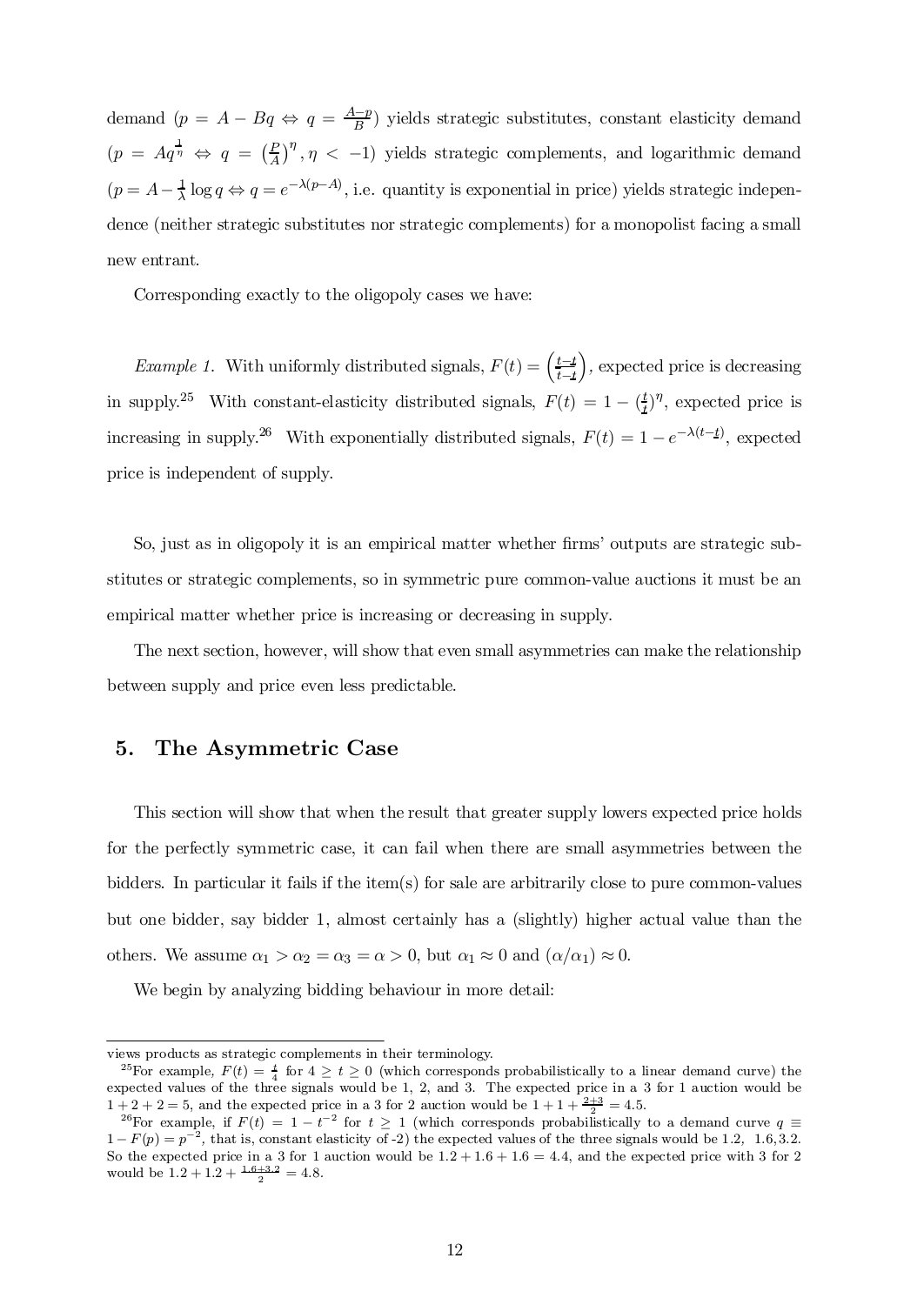demand ($p = A - Bq \Leftrightarrow q = \frac{A-p}{B}$) yields strategic substitutes, constant elasticity demand ($p = Aq^{\frac{1}{\eta}} \Leftrightarrow q = \left(\frac{p}{A}\right)^{\eta}, \eta < -1$) yields strategic complements, and logarithmic demand ($p = A - \frac{1}{\lambda}\log q \Leftrightarrow q = e^{-\lambda(p-A)}$, i.e. quantity is exponential in price) yields strategic independence (neither strategic substitutes nor strategic complements) for a monopolist facing a small new entrant.

Corresponding exactly to the oligopoly cases we have:

*Example 1.* With uniformly distributed signals, $F(t) = \left(\frac{t-\underline{t}}{\bar{t}-\underline{t}}\right)$, expected price is decreasing in supply.[25] With constant-elasticity distributed signals, $F(t) = 1 - (\frac{t}{\underline{t}})^{\eta}$, expected price is increasing in supply.[26] With exponentially distributed signals, $F(t) = 1 - e^{-\lambda(t-\underline{t})}$, expected price is independent of supply.

So, just as in oligopoly it is an empirical matter whether firms' outputs are strategic substitutes or strategic complements, so in symmetric pure common-value auctions it must be an empirical matter whether price is increasing or decreasing in supply.

The next section, however, will show that even small asymmetries can make the relationship between supply and price even less predictable.

## 5. The Asymmetric Case

This section will show that when the result that greater supply lowers expected price holds for the perfectly symmetric case, it can fail when there are small asymmetries between the bidders. In particular it fails if the item(s) for sale are arbitrarily close to pure common-values but one bidder, say bidder 1, almost certainly has a (slightly) higher actual value than the others. We assume $\alpha_1 > \alpha_2 = \alpha_3 = \alpha > 0$, but $\alpha_1 \approx 0$ and $(\alpha/\alpha_1) \approx 0$.

We begin by analyzing bidding behaviour in more detail:

---

views products as strategic complements in their terminology.

[25] For example, $F(t) = \frac{t}{4}$ for $4 \geq t \geq 0$ (which corresponds probabilistically to a linear demand curve) the expected values of the three signals would be 1, 2, and 3. The expected price in a 3 for 1 auction would be $1 + 2 + 2 = 5$, and the expected price in a 3 for 2 auction would be $1 + 1 + \frac{2+3}{2} = 4.5$.

[26] For example, if $F(t) = 1 - t^{-2}$ for $t \geq 1$ (which corresponds probabilistically to a demand curve $q \equiv 1 - F(p) = p^{-2}$, that is, constant elasticity of -2) the expected values of the three signals would be 1.2, 1.6, 3.2. So the expected price in a 3 for 1 auction would be $1.2 + 1.6 + 1.6 = 4.4$, and the expected price with 3 for 2 would be $1.2 + 1.2 + \frac{1.6+3.2}{2} = 4.8$.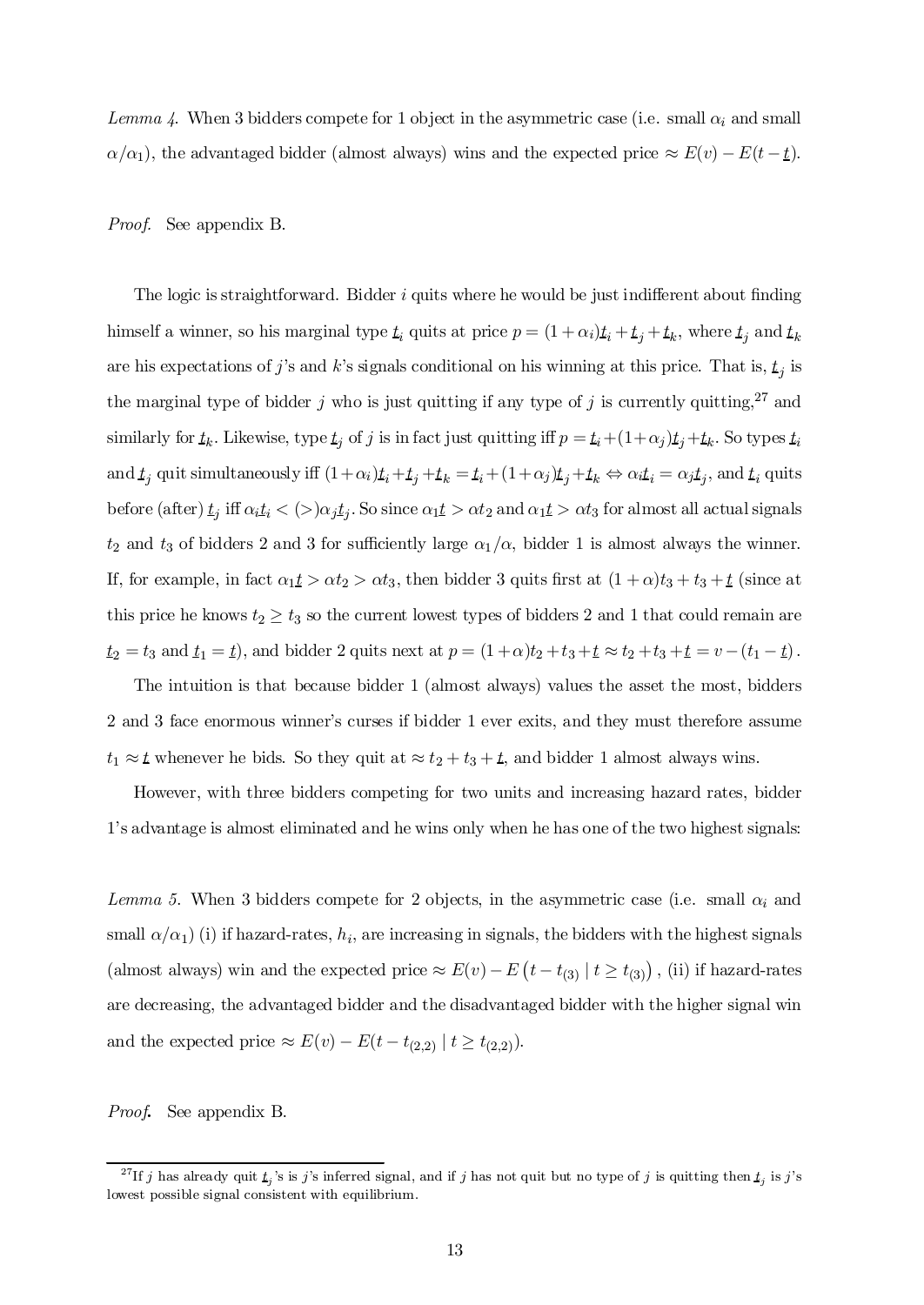*Lemma 4.* When 3 bidders compete for 1 object in the asymmetric case (i.e. small $\alpha_i$ and small $\alpha/\alpha_1$), the advantaged bidder (almost always) wins and the expected price $\approx E(v) - E(t - \underline{t})$.

*Proof.* See appendix B.

The logic is straightforward. Bidder $i$ quits where he would be just indifferent about finding himself a winner, so his marginal type $\underline{t}_i$ quits at price $p = (1 + \alpha_i)\underline{t}_i + \underline{t}_j + \underline{t}_k$, where $\underline{t}_j$ and $\underline{t}_k$ are his expectations of $j$'s and $k$'s signals conditional on his winning at this price. That is, $\underline{t}_j$ is the marginal type of bidder $j$ who is just quitting if any type of $j$ is currently quitting,[27] and similarly for $\underline{t}_k$. Likewise, type $\underline{t}_j$ of $j$ is in fact just quitting iff $p = \underline{t}_i + (1 + \alpha_j)\underline{t}_j + \underline{t}_k$. So types $\underline{t}_i$ and $\underline{t}_j$ quit simultaneously iff $(1+\alpha_i)\underline{t}_i + \underline{t}_j + \underline{t}_k = \underline{t}_i + (1+\alpha_j)\underline{t}_j + \underline{t}_k \Leftrightarrow \alpha_i \underline{t}_i = \alpha_j \underline{t}_j$, and $\underline{t}_i$ quits before (after) $\underline{t}_j$ iff $\alpha_i \underline{t}_i < (>) \alpha_j \underline{t}_j$. So since $\alpha_1 \underline{t} > \alpha t_2$ and $\alpha_1 \underline{t} > \alpha t_3$ for almost all actual signals $t_2$ and $t_3$ of bidders 2 and 3 for sufficiently large $\alpha_1/\alpha$, bidder 1 is almost always the winner. If, for example, in fact $\alpha_1 \underline{t} > \alpha t_2 > \alpha t_3$, then bidder 3 quits first at $(1+\alpha)t_3 + t_3 + \underline{t}$ (since at this price he knows $t_2 \geq t_3$ so the current lowest types of bidders 2 and 1 that could remain are $\underline{t}_2 = t_3$ and $\underline{t}_1 = \underline{t}$), and bidder 2 quits next at $p = (1+\alpha)t_2 + t_3 + \underline{t} \approx t_2 + t_3 + \underline{t} = v - (t_1 - \underline{t})$.

The intuition is that because bidder 1 (almost always) values the asset the most, bidders 2 and 3 face enormous winner's curses if bidder 1 ever exits, and they must therefore assume $t_1 \approx \underline{t}$ whenever he bids. So they quit at $\approx t_2 + t_3 + \underline{t}$, and bidder 1 almost always wins.

However, with three bidders competing for two units and increasing hazard rates, bidder 1's advantage is almost eliminated and he wins only when he has one of the two highest signals:

*Lemma 5.* When 3 bidders compete for 2 objects, in the asymmetric case (i.e. small $\alpha_i$ and small $\alpha/\alpha_1$) (i) if hazard-rates, $h_i$, are increasing in signals, the bidders with the highest signals (almost always) win and the expected price $\approx E(v) - E\left(t - t_{(3)} \mid t \geq t_{(3)}\right)$, (ii) if hazard-rates are decreasing, the advantaged bidder and the disadvantaged bidder with the higher signal win and the expected price $\approx E(v) - E(t - t_{(2,2)} \mid t \geq t_{(2,2)})$.

*Proof.* See appendix B.

[27] If $j$ has already quit $\underline{t}_j$'s is $j$'s inferred signal, and if $j$ has not quit but no type of $j$ is quitting then $\underline{t}_j$ is $j$'s lowest possible signal consistent with equilibrium.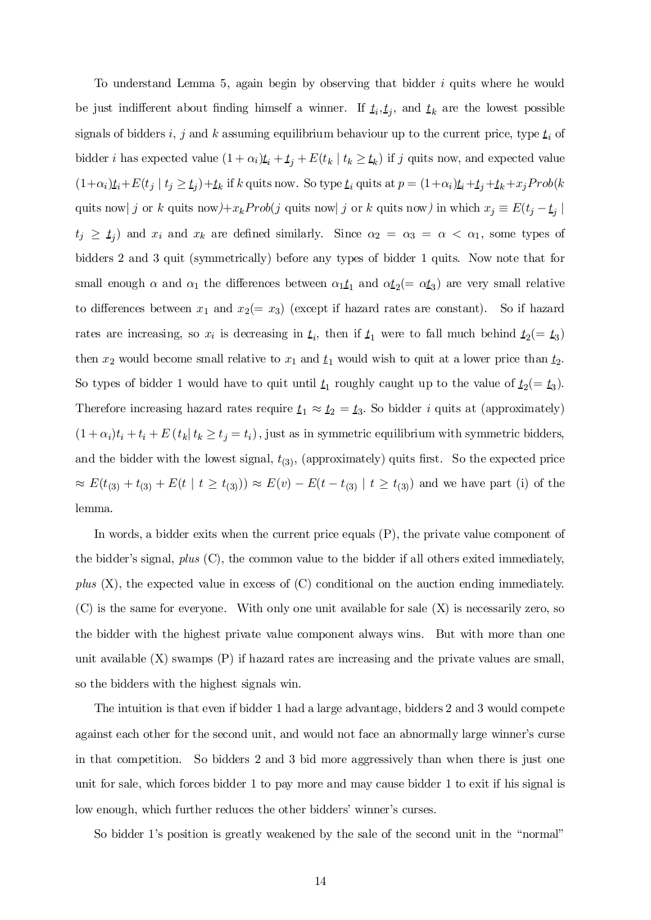To understand Lemma 5, again begin by observing that bidder $i$ quits where he would be just indifferent about finding himself a winner. If $\underline{t}_i$,$\underline{t}_j$, and $\underline{t}_k$ are the lowest possible signals of bidders $i$, $j$ and $k$ assuming equilibrium behaviour up to the current price, type $\underline{t}_i$ of bidder $i$ has expected value $(1+\alpha_i)\underline{t}_i+\underline{t}_j+E(t_k \mid t_k \geq \underline{t}_k)$ if $j$ quits now, and expected value $(1+\alpha_i)\underline{t}_i+E(t_j \mid t_j \geq \underline{t}_j)+\underline{t}_k$ if $k$ quits now. So type $\underline{t}_i$ quits at $p = (1+\alpha_i)\underline{t}_i+\underline{t}_j+\underline{t}_k+x_j Prob(k$ quits now$\mid j$ or $k$ quits now$)+x_k Prob(j$ quits now$\mid j$ or $k$ quits now$)$ in which $x_j \equiv E(t_j-\underline{t}_j \mid t_j \geq \underline{t}_j)$ and $x_i$ and $x_k$ are defined similarly. Since $\alpha_2 = \alpha_3 = \alpha < \alpha_1$, some types of bidders 2 and 3 quit (symmetrically) before any types of bidder 1 quits. Now note that for small enough $\alpha$ and $\alpha_1$ the differences between $\alpha_1\underline{t}_1$ and $\alpha\underline{t}_2(=\alpha\underline{t}_3)$ are very small relative to differences between $x_1$ and $x_2(=x_3)$ (except if hazard rates are constant). So if hazard rates are increasing, so $x_i$ is decreasing in $\underline{t}_i$, then if $\underline{t}_1$ were to fall much behind $\underline{t}_2(=\underline{t}_3)$ then $x_2$ would become small relative to $x_1$ and $\underline{t}_1$ would wish to quit at a lower price than $\underline{t}_2$. So types of bidder 1 would have to quit until $\underline{t}_1$ roughly caught up to the value of $\underline{t}_2(=\underline{t}_3)$. Therefore increasing hazard rates require $\underline{t}_1 \approx \underline{t}_2 = \underline{t}_3$. So bidder $i$ quits at (approximately) $(1+\alpha_i)t_i+t_i+E\left(t_k \middle| t_k \geq t_j = t_i\right)$, just as in symmetric equilibrium with symmetric bidders, and the bidder with the lowest signal, $t_{(3)}$, (approximately) quits first. So the expected price $\approx E(t_{(3)}+t_{(3)}+E(t \mid t \geq t_{(3)})) \approx E(v)-E(t-t_{(3)} \mid t \geq t_{(3)})$ and we have part (i) of the lemma.

In words, a bidder exits when the current price equals (P), the private value component of the bidder's signal, *plus* (C), the common value to the bidder if all others exited immediately, *plus* (X), the expected value in excess of (C) conditional on the auction ending immediately. (C) is the same for everyone. With only one unit available for sale (X) is necessarily zero, so the bidder with the highest private value component always wins. But with more than one unit available (X) swamps (P) if hazard rates are increasing and the private values are small, so the bidders with the highest signals win.

The intuition is that even if bidder 1 had a large advantage, bidders 2 and 3 would compete against each other for the second unit, and would not face an abnormally large winner's curse in that competition. So bidders 2 and 3 bid more aggressively than when there is just one unit for sale, which forces bidder 1 to pay more and may cause bidder 1 to exit if his signal is low enough, which further reduces the other bidders' winner's curses.

So bidder 1's position is greatly weakened by the sale of the second unit in the "normal"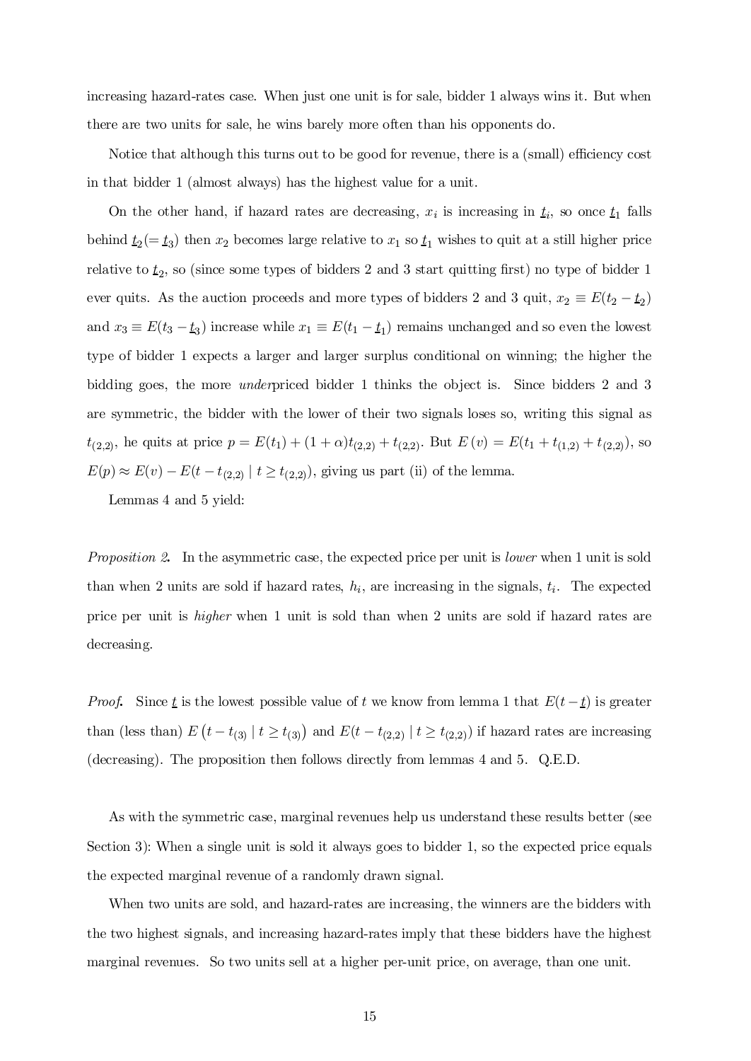increasing hazard-rates case. When just one unit is for sale, bidder 1 always wins it. But when there are two units for sale, he wins barely more often than his opponents do.

Notice that although this turns out to be good for revenue, there is a (small) efficiency cost in that bidder 1 (almost always) has the highest value for a unit.

On the other hand, if hazard rates are decreasing, $x_i$ is increasing in $\underline{t}_i$, so once $\underline{t}_1$ falls behind $\underline{t}_2 (= \underline{t}_3)$ then $x_2$ becomes large relative to $x_1$ so $\underline{t}_1$ wishes to quit at a still higher price relative to $\underline{t}_2$, so (since some types of bidders 2 and 3 start quitting first) no type of bidder 1 ever quits. As the auction proceeds and more types of bidders 2 and 3 quit, $x_2 \equiv E(t_2 - \underline{t}_2)$ and $x_3 \equiv E(t_3 - \underline{t}_3)$ increase while $x_1 \equiv E(t_1 - \underline{t}_1)$ remains unchanged and so even the lowest type of bidder 1 expects a larger and larger surplus conditional on winning; the higher the bidding goes, the more *under*priced bidder 1 thinks the object is. Since bidders 2 and 3 are symmetric, the bidder with the lower of their two signals loses so, writing this signal as $t_{(2,2)}$, he quits at price $p = E(t_1) + (1+\alpha)t_{(2,2)} + t_{(2,2)}$. But $E(v) = E(t_1 + t_{(1,2)} + t_{(2,2)})$, so $E(p) \approx E(v) - E(t - t_{(2,2)} \mid t \geq t_{(2,2)})$, giving us part (ii) of the lemma.

Lemmas 4 and 5 yield:

*Proposition 2.* In the asymmetric case, the expected price per unit is *lower* when 1 unit is sold than when 2 units are sold if hazard rates, $h_i$, are increasing in the signals, $t_i$. The expected price per unit is *higher* when 1 unit is sold than when 2 units are sold if hazard rates are decreasing.

*Proof.* Since $\underline{t}$ is the lowest possible value of $t$ we know from lemma 1 that $E(t - \underline{t})$ is greater than (less than) $E\left(t - t_{(3)} \mid t \geq t_{(3)}\right)$ and $E(t - t_{(2,2)} \mid t \geq t_{(2,2)})$ if hazard rates are increasing (decreasing). The proposition then follows directly from lemmas 4 and 5. Q.E.D.

As with the symmetric case, marginal revenues help us understand these results better (see Section 3): When a single unit is sold it always goes to bidder 1, so the expected price equals the expected marginal revenue of a randomly drawn signal.

When two units are sold, and hazard-rates are increasing, the winners are the bidders with the two highest signals, and increasing hazard-rates imply that these bidders have the highest marginal revenues. So two units sell at a higher per-unit price, on average, than one unit.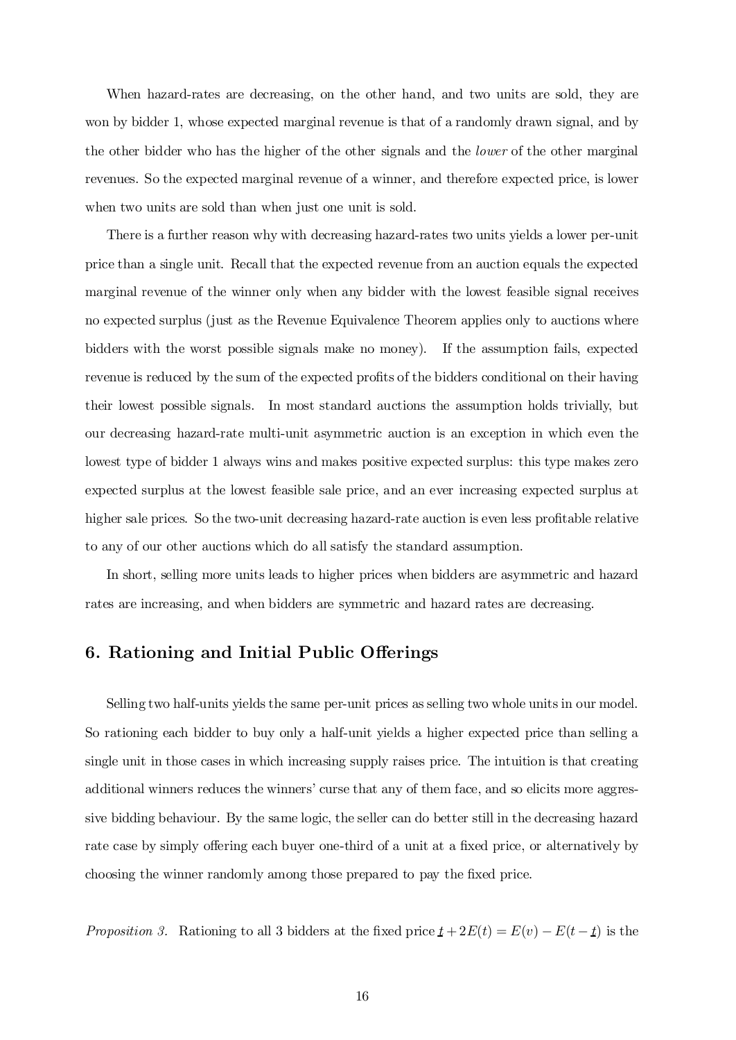When hazard-rates are decreasing, on the other hand, and two units are sold, they are won by bidder 1, whose expected marginal revenue is that of a randomly drawn signal, and by the other bidder who has the higher of the other signals and the *lower* of the other marginal revenues. So the expected marginal revenue of a winner, and therefore expected price, is lower when two units are sold than when just one unit is sold.

There is a further reason why with decreasing hazard-rates two units yields a lower per-unit price than a single unit. Recall that the expected revenue from an auction equals the expected marginal revenue of the winner only when any bidder with the lowest feasible signal receives no expected surplus (just as the Revenue Equivalence Theorem applies only to auctions where bidders with the worst possible signals make no money). If the assumption fails, expected revenue is reduced by the sum of the expected profits of the bidders conditional on their having their lowest possible signals. In most standard auctions the assumption holds trivially, but our decreasing hazard-rate multi-unit asymmetric auction is an exception in which even the lowest type of bidder 1 always wins and makes positive expected surplus: this type makes zero expected surplus at the lowest feasible sale price, and an ever increasing expected surplus at higher sale prices. So the two-unit decreasing hazard-rate auction is even less profitable relative to any of our other auctions which do all satisfy the standard assumption.

In short, selling more units leads to higher prices when bidders are asymmetric and hazard rates are increasing, and when bidders are symmetric and hazard rates are decreasing.

## 6. Rationing and Initial Public Offerings

Selling two half-units yields the same per-unit prices as selling two whole units in our model. So rationing each bidder to buy only a half-unit yields a higher expected price than selling a single unit in those cases in which increasing supply raises price. The intuition is that creating additional winners reduces the winners' curse that any of them face, and so elicits more aggressive bidding behaviour. By the same logic, the seller can do better still in the decreasing hazard rate case by simply offering each buyer one-third of a unit at a fixed price, or alternatively by choosing the winner randomly among those prepared to pay the fixed price.

*Proposition 3.* Rationing to all 3 bidders at the fixed price $\underline{t} + 2E(t) = E(v) - E(t - \underline{t})$ is the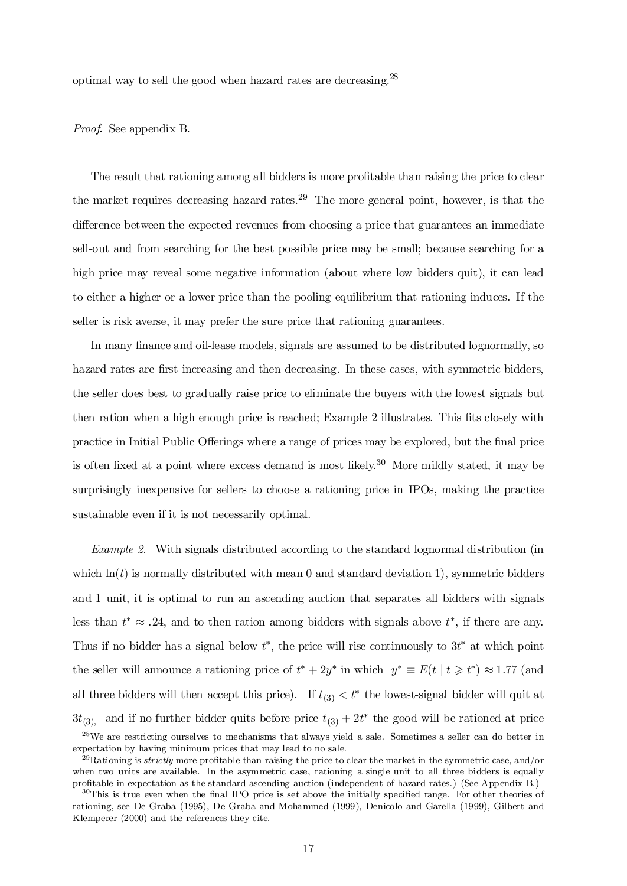optimal way to sell the good when hazard rates are decreasing.[28]

*Proof.* See appendix B.

The result that rationing among all bidders is more profitable than raising the price to clear the market requires decreasing hazard rates.[29] The more general point, however, is that the difference between the expected revenues from choosing a price that guarantees an immediate sell-out and from searching for the best possible price may be small; because searching for a high price may reveal some negative information (about where low bidders quit), it can lead to either a higher or a lower price than the pooling equilibrium that rationing induces. If the seller is risk averse, it may prefer the sure price that rationing guarantees.

In many finance and oil-lease models, signals are assumed to be distributed lognormally, so hazard rates are first increasing and then decreasing. In these cases, with symmetric bidders, the seller does best to gradually raise price to eliminate the buyers with the lowest signals but then ration when a high enough price is reached; Example 2 illustrates. This fits closely with practice in Initial Public Offerings where a range of prices may be explored, but the final price is often fixed at a point where excess demand is most likely.[30] More mildly stated, it may be surprisingly inexpensive for sellers to choose a rationing price in IPOs, making the practice sustainable even if it is not necessarily optimal.

*Example 2.* With signals distributed according to the standard lognormal distribution (in which $\ln(t)$ is normally distributed with mean 0 and standard deviation 1), symmetric bidders and 1 unit, it is optimal to run an ascending auction that separates all bidders with signals less than $t^* \approx .24$, and to then ration among bidders with signals above $t^*$, if there are any. Thus if no bidder has a signal below $t^*$, the price will rise continuously to $3t^*$ at which point the seller will announce a rationing price of $t^* + 2y^*$ in which $y^* \equiv E(t \mid t \geqslant t^*) \approx 1.77$ (and all three bidders will then accept this price). If $t_{(3)} < t^*$ the lowest-signal bidder will quit at $3t_{(3)}$, and if no further bidder quits before price $t_{(3)} + 2t^*$ the good will be rationed at price

[28] We are restricting ourselves to mechanisms that always yield a sale. Sometimes a seller can do better in expectation by having minimum prices that may lead to no sale.

[29] Rationing is *strictly* more profitable than raising the price to clear the market in the symmetric case, and/or when two units are available. In the asymmetric case, rationing a single unit to all three bidders is equally profitable in expectation as the standard ascending auction (independent of hazard rates.) (See Appendix B.)

[30] This is true even when the final IPO price is set above the initially specified range. For other theories of rationing, see De Graba (1995), De Graba and Mohammed (1999), Denicolo and Garella (1999), Gilbert and Klemperer (2000) and the references they cite.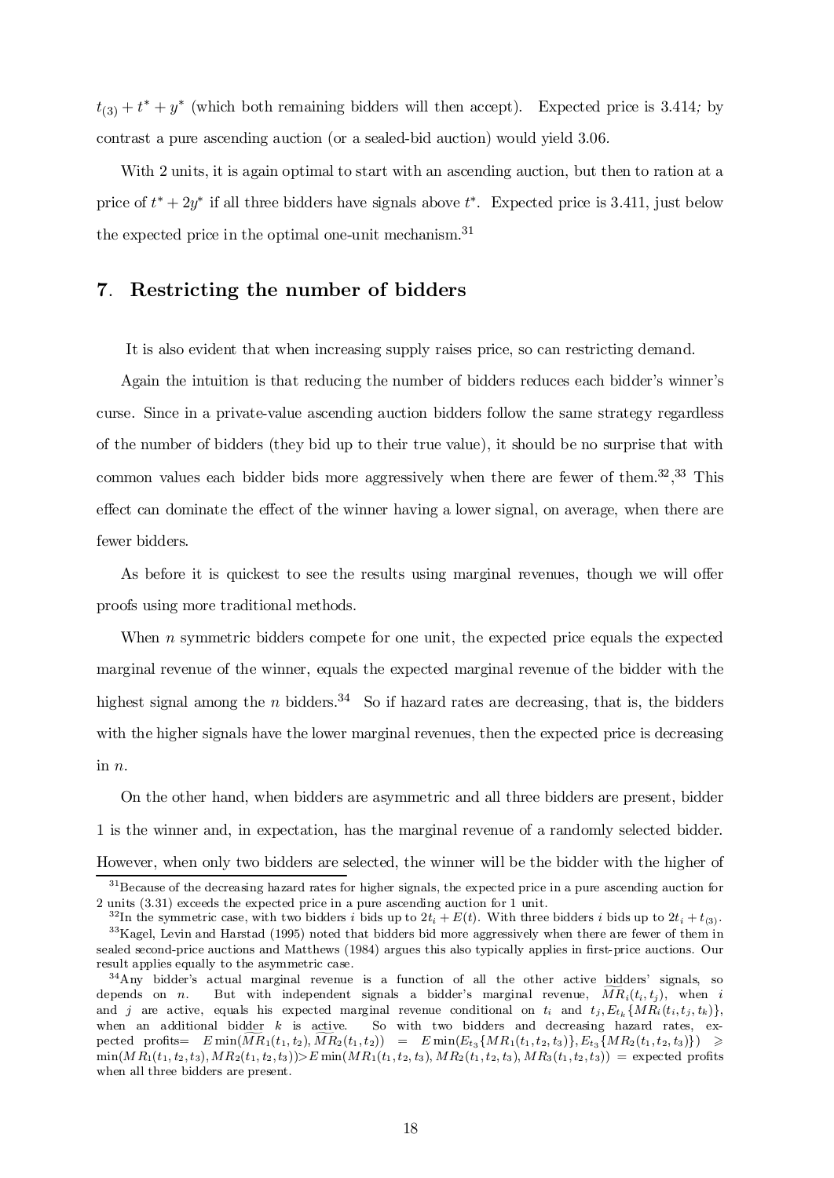$t_{(3)} + t^* + y^*$ (which both remaining bidders will then accept). Expected price is 3.414; by contrast a pure ascending auction (or a sealed-bid auction) would yield 3.06.

With 2 units, it is again optimal to start with an ascending auction, but then to ration at a price of $t^* + 2y^*$ if all three bidders have signals above $t^*$. Expected price is 3.411, just below the expected price in the optimal one-unit mechanism.[31]

## 7. Restricting the number of bidders

It is also evident that when increasing supply raises price, so can restricting demand.

Again the intuition is that reducing the number of bidders reduces each bidder's winner's curse. Since in a private-value ascending auction bidders follow the same strategy regardless of the number of bidders (they bid up to their true value), it should be no surprise that with common values each bidder bids more aggressively when there are fewer of them.[32],[33] This effect can dominate the effect of the winner having a lower signal, on average, when there are fewer bidders.

As before it is quickest to see the results using marginal revenues, though we will offer proofs using more traditional methods.

When $n$ symmetric bidders compete for one unit, the expected price equals the expected marginal revenue of the winner, equals the expected marginal revenue of the bidder with the highest signal among the $n$ bidders.[34] So if hazard rates are decreasing, that is, the bidders with the higher signals have the lower marginal revenues, then the expected price is decreasing in $n$.

On the other hand, when bidders are asymmetric and all three bidders are present, bidder 1 is the winner and, in expectation, has the marginal revenue of a randomly selected bidder. However, when only two bidders are selected, the winner will be the bidder with the higher of

---

[31] Because of the decreasing hazard rates for higher signals, the expected price in a pure ascending auction for 2 units (3.31) exceeds the expected price in a pure ascending auction for 1 unit.

[32] In the symmetric case, with two bidders $i$ bids up to $2t_i + E(t)$. With three bidders $i$ bids up to $2t_i + t_{(3)}$.

[33] Kagel, Levin and Harstad (1995) noted that bidders bid more aggressively when there are fewer of them in sealed second-price auctions and Matthews (1984) argues this also typically applies in first-price auctions. Our result applies equally to the asymmetric case.

[34] Any bidder's actual marginal revenue is a function of all the other active bidders' signals, so depends on $n$. But with independent signals a bidder's marginal revenue, $\widetilde{MR}_i(t_i, t_j)$, when $i$ and $j$ are active, equals his expected marginal revenue conditional on $t_i$ and $t_j, E_{t_k}\{MR_i(t_i, t_j, t_k)\}$, when an additional bidder $k$ is active. So with two bidders and decreasing hazard rates, expected profits$= E\min(\widetilde{MR}_1(t_1, t_2), \widetilde{MR}_2(t_1, t_2)) = E\min(E_{t_3}\{MR_1(t_1, t_2, t_3)\}, E_{t_3}\{MR_2(t_1, t_2, t_3)\}) \geqslant \min(MR_1(t_1, t_2, t_3), MR_2(t_1, t_2, t_3)) > E\min(MR_1(t_1, t_2, t_3), MR_2(t_1, t_2, t_3), MR_3(t_1, t_2, t_3)) =$ expected profits when all three bidders are present.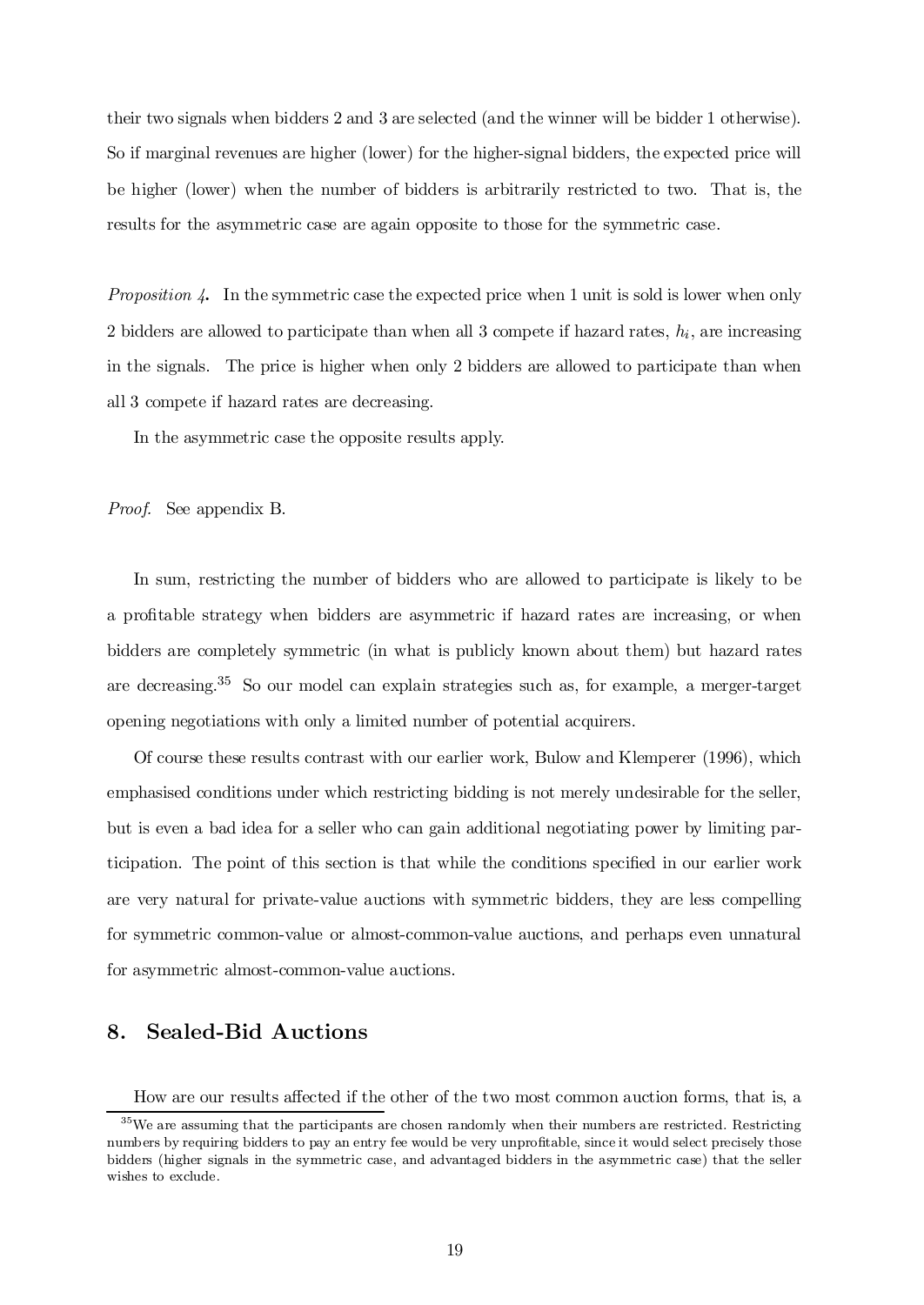their two signals when bidders 2 and 3 are selected (and the winner will be bidder 1 otherwise). So if marginal revenues are higher (lower) for the higher-signal bidders, the expected price will be higher (lower) when the number of bidders is arbitrarily restricted to two. That is, the results for the asymmetric case are again opposite to those for the symmetric case.

*Proposition 4***.** In the symmetric case the expected price when 1 unit is sold is lower when only 2 bidders are allowed to participate than when all 3 compete if hazard rates, $h_i$, are increasing in the signals. The price is higher when only 2 bidders are allowed to participate than when all 3 compete if hazard rates are decreasing.

In the asymmetric case the opposite results apply.

*Proof.* See appendix B.

In sum, restricting the number of bidders who are allowed to participate is likely to be a profitable strategy when bidders are asymmetric if hazard rates are increasing, or when bidders are completely symmetric (in what is publicly known about them) but hazard rates are decreasing.[35] So our model can explain strategies such as, for example, a merger-target opening negotiations with only a limited number of potential acquirers.

Of course these results contrast with our earlier work, Bulow and Klemperer (1996), which emphasised conditions under which restricting bidding is not merely undesirable for the seller, but is even a bad idea for a seller who can gain additional negotiating power by limiting participation. The point of this section is that while the conditions specified in our earlier work are very natural for private-value auctions with symmetric bidders, they are less compelling for symmetric common-value or almost-common-value auctions, and perhaps even unnatural for asymmetric almost-common-value auctions.

## 8. Sealed-Bid Auctions

How are our results affected if the other of the two most common auction forms, that is, a

[35] We are assuming that the participants are chosen randomly when their numbers are restricted. Restricting numbers by requiring bidders to pay an entry fee would be very unprofitable, since it would select precisely those bidders (higher signals in the symmetric case, and advantaged bidders in the asymmetric case) that the seller wishes to exclude.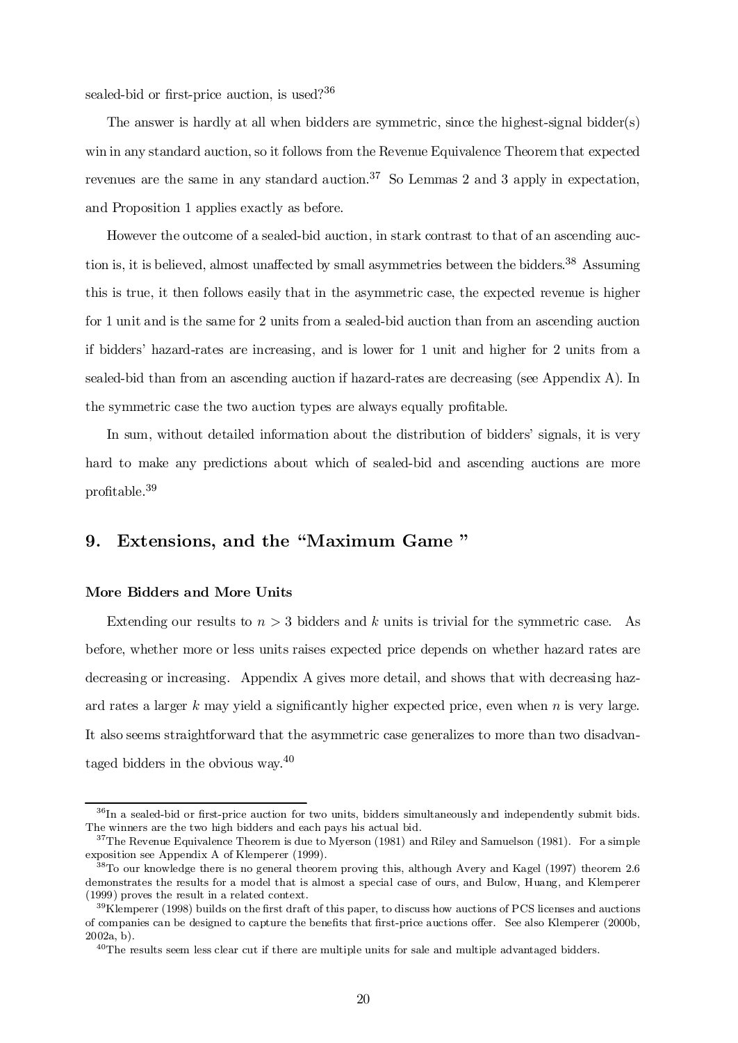sealed-bid or first-price auction, is used?[36]

The answer is hardly at all when bidders are symmetric, since the highest-signal bidder(s) win in any standard auction, so it follows from the Revenue Equivalence Theorem that expected revenues are the same in any standard auction.[37] So Lemmas 2 and 3 apply in expectation, and Proposition 1 applies exactly as before.

However the outcome of a sealed-bid auction, in stark contrast to that of an ascending auction is, it is believed, almost unaffected by small asymmetries between the bidders.[38] Assuming this is true, it then follows easily that in the asymmetric case, the expected revenue is higher for 1 unit and is the same for 2 units from a sealed-bid auction than from an ascending auction if bidders' hazard-rates are increasing, and is lower for 1 unit and higher for 2 units from a sealed-bid than from an ascending auction if hazard-rates are decreasing (see Appendix A). In the symmetric case the two auction types are always equally profitable.

In sum, without detailed information about the distribution of bidders' signals, it is very hard to make any predictions about which of sealed-bid and ascending auctions are more profitable.[39]

## 9. Extensions, and the "Maximum Game "

### More Bidders and More Units

Extending our results to $n > 3$ bidders and $k$ units is trivial for the symmetric case. As before, whether more or less units raises expected price depends on whether hazard rates are decreasing or increasing. Appendix A gives more detail, and shows that with decreasing hazard rates a larger $k$ may yield a significantly higher expected price, even when $n$ is very large. It also seems straightforward that the asymmetric case generalizes to more than two disadvantaged bidders in the obvious way.[40]

---

[36] In a sealed-bid or first-price auction for two units, bidders simultaneously and independently submit bids. The winners are the two high bidders and each pays his actual bid.

[37] The Revenue Equivalence Theorem is due to Myerson (1981) and Riley and Samuelson (1981). For a simple exposition see Appendix A of Klemperer (1999).

[38] To our knowledge there is no general theorem proving this, although Avery and Kagel (1997) theorem 2.6 demonstrates the results for a model that is almost a special case of ours, and Bulow, Huang, and Klemperer (1999) proves the result in a related context.

[39] Klemperer (1998) builds on the first draft of this paper, to discuss how auctions of PCS licenses and auctions of companies can be designed to capture the benefits that first-price auctions offer. See also Klemperer (2000b, 2002a, b).

[40] The results seem less clear cut if there are multiple units for sale and multiple advantaged bidders.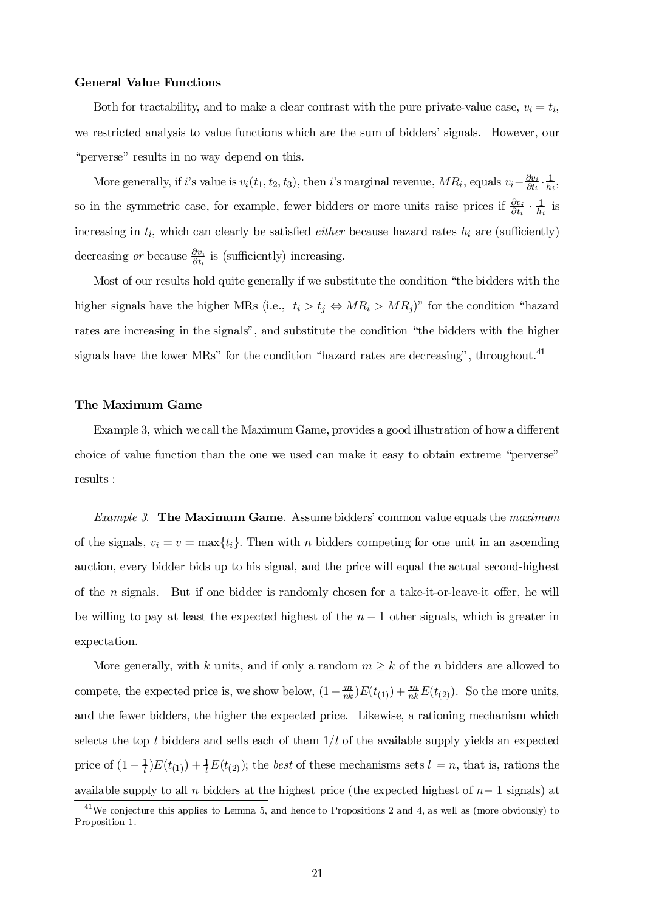**General Value Functions**

Both for tractability, and to make a clear contrast with the pure private-value case, $v_i = t_i$, we restricted analysis to value functions which are the sum of bidders' signals. However, our "perverse" results in no way depend on this.

More generally, if $i$'s value is $v_i(t_1, t_2, t_3)$, then $i$'s marginal revenue, $MR_i$, equals $v_i - \frac{\partial v_i}{\partial t_i} \cdot \frac{1}{h_i}$, so in the symmetric case, for example, fewer bidders or more units raise prices if $\frac{\partial v_i}{\partial t_i} \cdot \frac{1}{h_i}$ is increasing in $t_i$, which can clearly be satisfied *either* because hazard rates $h_i$ are (sufficiently) decreasing *or* because $\frac{\partial v_i}{\partial t_i}$ is (sufficiently) increasing.

Most of our results hold quite generally if we substitute the condition "the bidders with the higher signals have the higher MRs (i.e., $t_i > t_j \Leftrightarrow MR_i > MR_j$)" for the condition "hazard rates are increasing in the signals", and substitute the condition "the bidders with the higher signals have the lower MRs" for the condition "hazard rates are decreasing", throughout.[41]

**The Maximum Game**

Example 3, which we call the Maximum Game, provides a good illustration of how a different choice of value function than the one we used can make it easy to obtain extreme "perverse" results :

*Example 3.* **The Maximum Game**. Assume bidders' common value equals the *maximum* of the signals, $v_i = v = \max\{t_i\}$. Then with $n$ bidders competing for one unit in an ascending auction, every bidder bids up to his signal, and the price will equal the actual second-highest of the $n$ signals. But if one bidder is randomly chosen for a take-it-or-leave-it offer, he will be willing to pay at least the expected highest of the $n-1$ other signals, which is greater in expectation.

More generally, with $k$ units, and if only a random $m \geq k$ of the $n$ bidders are allowed to compete, the expected price is, we show below, $(1 - \frac{m}{nk})E(t_{(1)}) + \frac{m}{nk}E(t_{(2)})$. So the more units, and the fewer bidders, the higher the expected price. Likewise, a rationing mechanism which selects the top $l$ bidders and sells each of them $1/l$ of the available supply yields an expected price of $(1 - \frac{1}{l})E(t_{(1)}) + \frac{1}{l}E(t_{(2)})$; the *best* of these mechanisms sets $l = n$, that is, rations the available supply to all $n$ bidders at the highest price (the expected highest of $n-1$ signals) at

[41] We conjecture this applies to Lemma 5, and hence to Propositions 2 and 4, as well as (more obviously) to Proposition 1.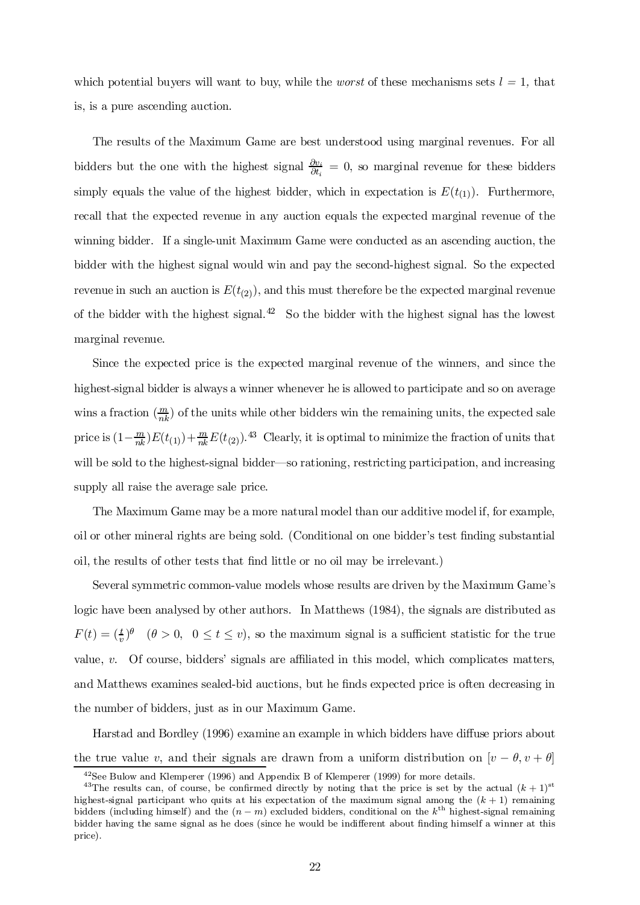which potential buyers will want to buy, while the *worst* of these mechanisms sets $l = 1$, that is, is a pure ascending auction.

The results of the Maximum Game are best understood using marginal revenues. For all bidders but the one with the highest signal $\frac{\partial v_i}{\partial t_i} = 0$, so marginal revenue for these bidders simply equals the value of the highest bidder, which in expectation is $E(t_{(1)})$. Furthermore, recall that the expected revenue in any auction equals the expected marginal revenue of the winning bidder. If a single-unit Maximum Game were conducted as an ascending auction, the bidder with the highest signal would win and pay the second-highest signal. So the expected revenue in such an auction is $E(t_{(2)})$, and this must therefore be the expected marginal revenue of the bidder with the highest signal.[42] So the bidder with the highest signal has the lowest marginal revenue.

Since the expected price is the expected marginal revenue of the winners, and since the highest-signal bidder is always a winner whenever he is allowed to participate and so on average wins a fraction $(\frac{m}{nk})$ of the units while other bidders win the remaining units, the expected sale price is $(1-\frac{m}{nk})E(t_{(1)})+\frac{m}{nk}E(t_{(2)})$.[43] Clearly, it is optimal to minimize the fraction of units that will be sold to the highest-signal bidder—so rationing, restricting participation, and increasing supply all raise the average sale price.

The Maximum Game may be a more natural model than our additive model if, for example, oil or other mineral rights are being sold. (Conditional on one bidder's test finding substantial oil, the results of other tests that find little or no oil may be irrelevant.)

Several symmetric common-value models whose results are driven by the Maximum Game's logic have been analysed by other authors. In Matthews (1984), the signals are distributed as $F(t) = (\frac{t}{v})^{\theta}$ $\quad (\theta > 0, \ \ 0 \leq t \leq v)$, so the maximum signal is a sufficient statistic for the true value, $v$. Of course, bidders' signals are affiliated in this model, which complicates matters, and Matthews examines sealed-bid auctions, but he finds expected price is often decreasing in the number of bidders, just as in our Maximum Game.

Harstad and Bordley (1996) examine an example in which bidders have diffuse priors about the true value $v$, and their signals are drawn from a uniform distribution on $[v - \theta, v + \theta]$

[42] See Bulow and Klemperer (1996) and Appendix B of Klemperer (1999) for more details.

[43] The results can, of course, be confirmed directly by noting that the price is set by the actual $(k+1)^{\text{st}}$ highest-signal participant who quits at his expectation of the maximum signal among the $(k+1)$ remaining bidders (including himself) and the $(n-m)$ excluded bidders, conditional on the $k^{\text{th}}$ highest-signal remaining bidder having the same signal as he does (since he would be indifferent about finding himself a winner at this price).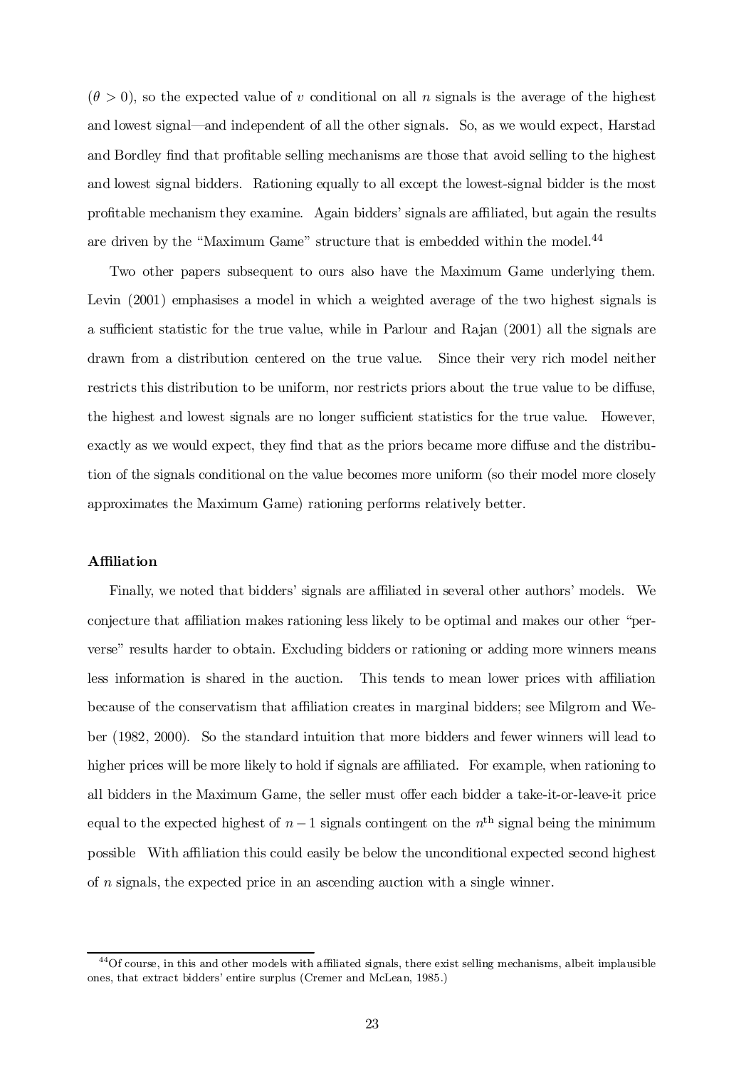($\theta > 0$), so the expected value of $v$ conditional on all $n$ signals is the average of the highest and lowest signal—and independent of all the other signals. So, as we would expect, Harstad and Bordley find that profitable selling mechanisms are those that avoid selling to the highest and lowest signal bidders. Rationing equally to all except the lowest-signal bidder is the most profitable mechanism they examine. Again bidders' signals are affiliated, but again the results are driven by the "Maximum Game" structure that is embedded within the model.[44]

Two other papers subsequent to ours also have the Maximum Game underlying them. Levin (2001) emphasises a model in which a weighted average of the two highest signals is a sufficient statistic for the true value, while in Parlour and Rajan (2001) all the signals are drawn from a distribution centered on the true value. Since their very rich model neither restricts this distribution to be uniform, nor restricts priors about the true value to be diffuse, the highest and lowest signals are no longer sufficient statistics for the true value. However, exactly as we would expect, they find that as the priors became more diffuse and the distribution of the signals conditional on the value becomes more uniform (so their model more closely approximates the Maximum Game) rationing performs relatively better.

**Affiliation**

Finally, we noted that bidders' signals are affiliated in several other authors' models. We conjecture that affiliation makes rationing less likely to be optimal and makes our other "perverse" results harder to obtain. Excluding bidders or rationing or adding more winners means less information is shared in the auction. This tends to mean lower prices with affiliation because of the conservatism that affiliation creates in marginal bidders; see Milgrom and Weber (1982, 2000). So the standard intuition that more bidders and fewer winners will lead to higher prices will be more likely to hold if signals are affiliated. For example, when rationing to all bidders in the Maximum Game, the seller must offer each bidder a take-it-or-leave-it price equal to the expected highest of $n-1$ signals contingent on the $n^{\text{th}}$ signal being the minimum possible With affiliation this could easily be below the unconditional expected second highest of $n$ signals, the expected price in an ascending auction with a single winner.

[44] Of course, in this and other models with affiliated signals, there exist selling mechanisms, albeit implausible ones, that extract bidders' entire surplus (Cremer and McLean, 1985.)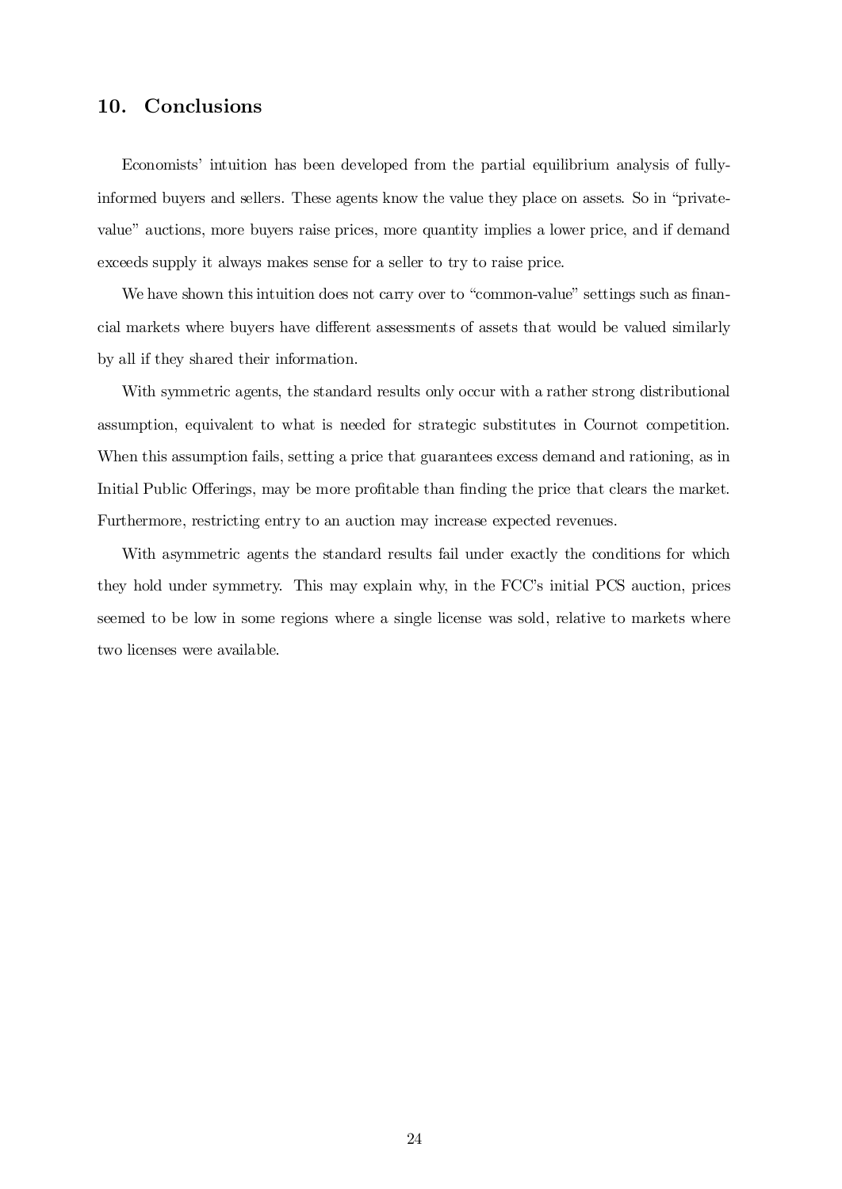## 10. Conclusions

Economists' intuition has been developed from the partial equilibrium analysis of fully-informed buyers and sellers. These agents know the value they place on assets. So in "private-value" auctions, more buyers raise prices, more quantity implies a lower price, and if demand exceeds supply it always makes sense for a seller to try to raise price.

We have shown this intuition does not carry over to "common-value" settings such as financial markets where buyers have different assessments of assets that would be valued similarly by all if they shared their information.

With symmetric agents, the standard results only occur with a rather strong distributional assumption, equivalent to what is needed for strategic substitutes in Cournot competition. When this assumption fails, setting a price that guarantees excess demand and rationing, as in Initial Public Offerings, may be more profitable than finding the price that clears the market. Furthermore, restricting entry to an auction may increase expected revenues.

With asymmetric agents the standard results fail under exactly the conditions for which they hold under symmetry. This may explain why, in the FCC's initial PCS auction, prices seemed to be low in some regions where a single license was sold, relative to markets where two licenses were available.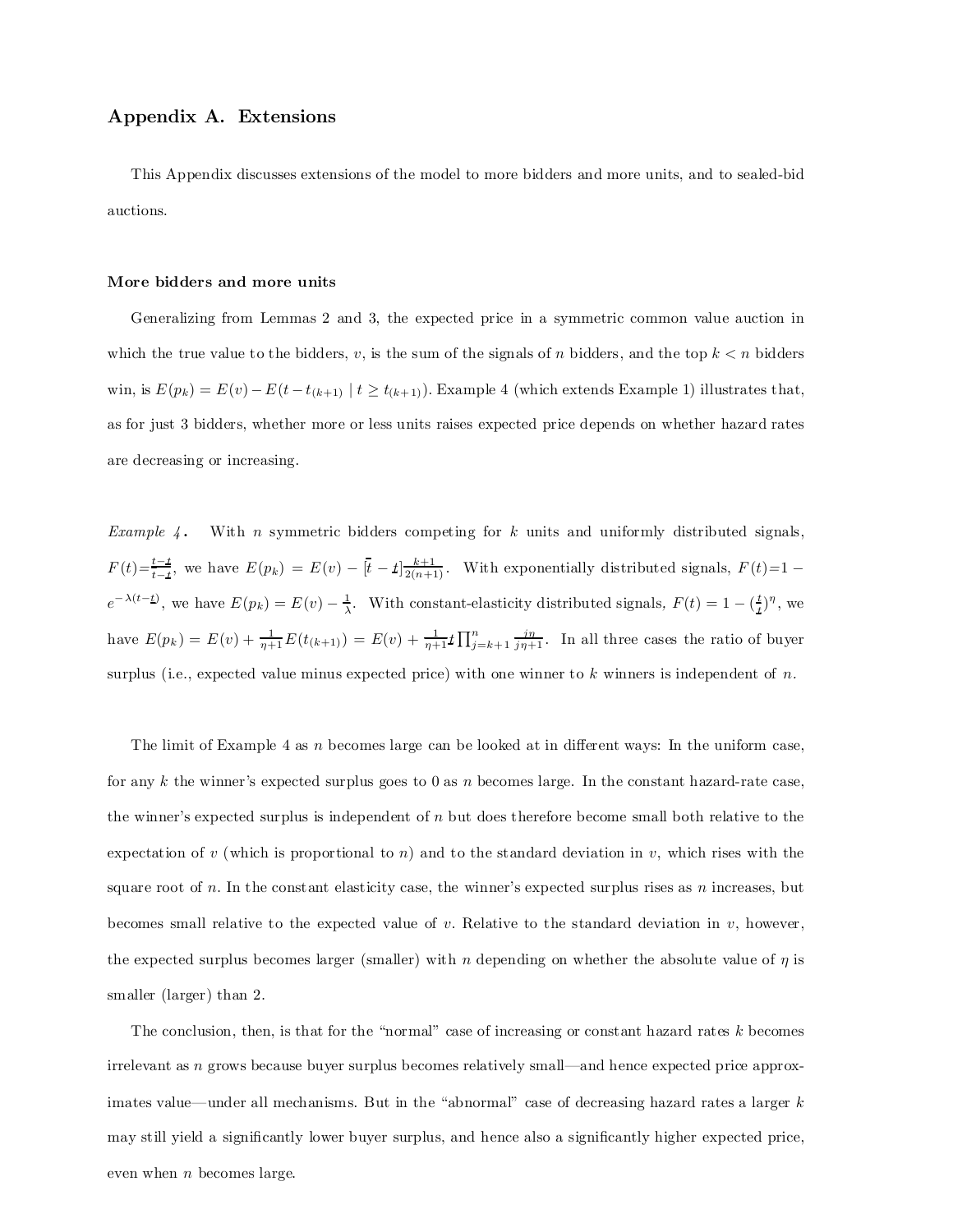## Appendix A. Extensions

This Appendix discusses extensions of the model to more bidders and more units, and to sealed-bid auctions.

### More bidders and more units

Generalizing from Lemmas 2 and 3, the expected price in a symmetric common value auction in which the true value to the bidders, $v$, is the sum of the signals of $n$ bidders, and the top $k < n$ bidders win, is $E(p_k) = E(v) - E(t - t_{(k+1)} \mid t \geq t_{(k+1)})$. Example 4 (which extends Example 1) illustrates that, as for just 3 bidders, whether more or less units raises expected price depends on whether hazard rates are decreasing or increasing.

*Example 4*. With $n$ symmetric bidders competing for $k$ units and uniformly distributed signals, $F(t)=\frac{t-\underline{t}}{\bar{t}-\underline{t}}$, we have $E(p_k) = E(v) - [\bar{t} - \underline{t}]\frac{k+1}{2(n+1)}$. With exponentially distributed signals, $F(t)=1-e^{-\lambda(t-\underline{t})}$, we have $E(p_k) = E(v) - \frac{1}{\lambda}$. With constant-elasticity distributed signals, $F(t) = 1 - (\frac{t}{\underline{t}})^{\eta}$, we have $E(p_k) = E(v) + \frac{1}{\eta+1}E(t_{(k+1)}) = E(v) + \frac{1}{\eta+1}\underline{t}\prod_{j=k+1}^{n}\frac{j\eta}{j\eta+1}$. In all three cases the ratio of buyer surplus (i.e., expected value minus expected price) with one winner to $k$ winners is independent of $n$.

The limit of Example 4 as $n$ becomes large can be looked at in different ways: In the uniform case, for any $k$ the winner's expected surplus goes to 0 as $n$ becomes large. In the constant hazard-rate case, the winner's expected surplus is independent of $n$ but does therefore become small both relative to the expectation of $v$ (which is proportional to $n$) and to the standard deviation in $v$, which rises with the square root of $n$. In the constant elasticity case, the winner's expected surplus rises as $n$ increases, but becomes small relative to the expected value of $v$. Relative to the standard deviation in $v$, however, the expected surplus becomes larger (smaller) with $n$ depending on whether the absolute value of $\eta$ is smaller (larger) than 2.

The conclusion, then, is that for the "normal" case of increasing or constant hazard rates $k$ becomes irrelevant as $n$ grows because buyer surplus becomes relatively small—and hence expected price approximates value—under all mechanisms. But in the "abnormal" case of decreasing hazard rates a larger $k$ may still yield a significantly lower buyer surplus, and hence also a significantly higher expected price, even when $n$ becomes large.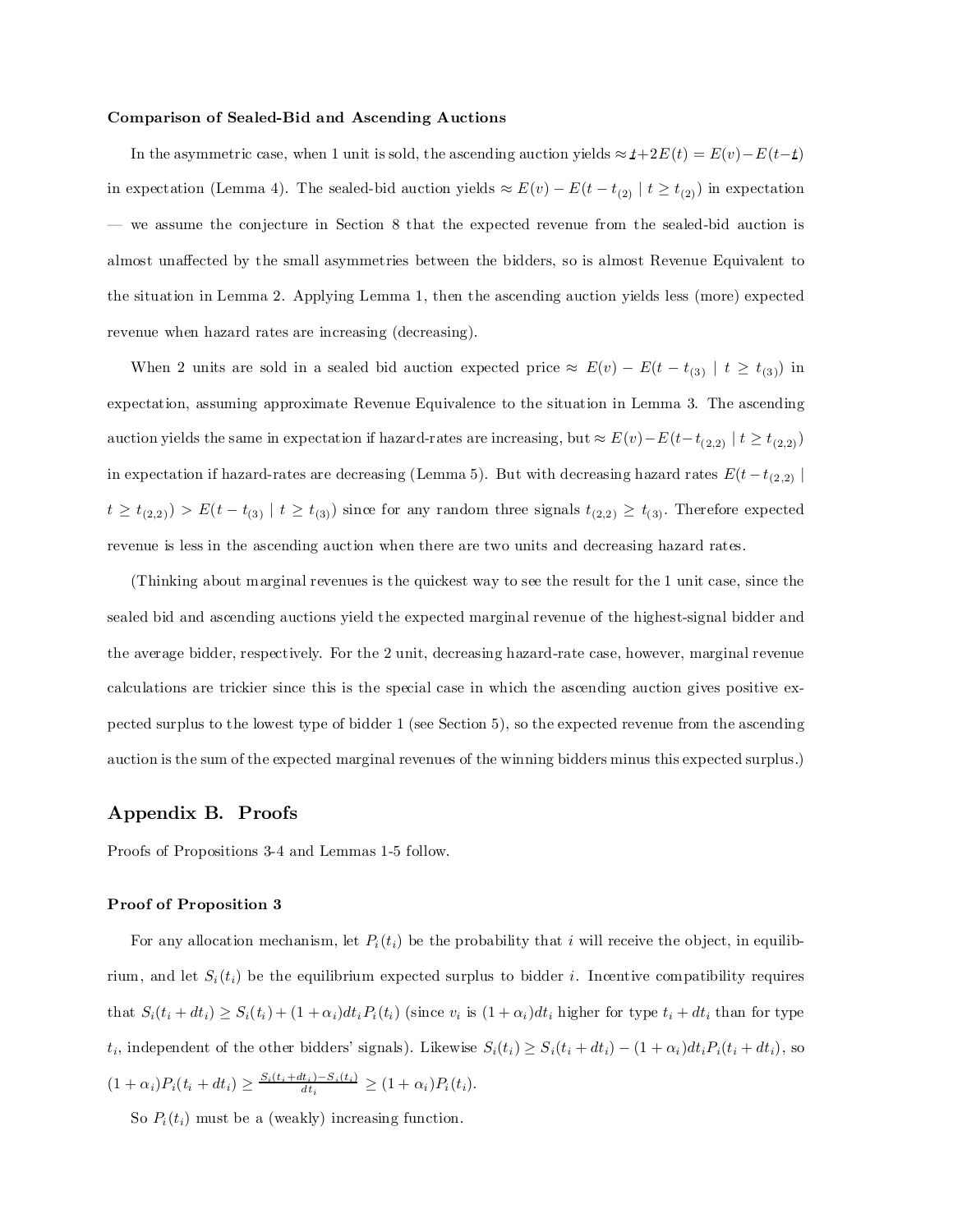**Comparison of Sealed-Bid and Ascending Auctions**

In the asymmetric case, when 1 unit is sold, the ascending auction yields $\approx \underline{t} + 2E(t) = E(v) - E(t - \underline{t})$ in expectation (Lemma 4). The sealed-bid auction yields $\approx E(v) - E(t - t_{(2)} \mid t \geq t_{(2)})$ in expectation — we assume the conjecture in Section 8 that the expected revenue from the sealed-bid auction is almost unaffected by the small asymmetries between the bidders, so is almost Revenue Equivalent to the situation in Lemma 2. Applying Lemma 1, then the ascending auction yields less (more) expected revenue when hazard rates are increasing (decreasing).

When 2 units are sold in a sealed bid auction expected price $\approx E(v) - E(t - t_{(3)} \mid t \geq t_{(3)})$ in expectation, assuming approximate Revenue Equivalence to the situation in Lemma 3. The ascending auction yields the same in expectation if hazard-rates are increasing, but $\approx E(v) - E(t - t_{(2,2)} \mid t \geq t_{(2,2)})$ in expectation if hazard-rates are decreasing (Lemma 5). But with decreasing hazard rates $E(t - t_{(2,2)} \mid t \geq t_{(2,2)}) > E(t - t_{(3)} \mid t \geq t_{(3)})$ since for any random three signals $t_{(2,2)} \geq t_{(3)}$. Therefore expected revenue is less in the ascending auction when there are two units and decreasing hazard rates.

(Thinking about marginal revenues is the quickest way to see the result for the 1 unit case, since the sealed bid and ascending auctions yield the expected marginal revenue of the highest-signal bidder and the average bidder, respectively. For the 2 unit, decreasing hazard-rate case, however, marginal revenue calculations are trickier since this is the special case in which the ascending auction gives positive expected surplus to the lowest type of bidder 1 (see Section 5), so the expected revenue from the ascending auction is the sum of the expected marginal revenues of the winning bidders minus this expected surplus.)

## Appendix B. Proofs

Proofs of Propositions 3-4 and Lemmas 1-5 follow.

**Proof of Proposition 3**

For any allocation mechanism, let $P_i(t_i)$ be the probability that $i$ will receive the object, in equilibrium, and let $S_i(t_i)$ be the equilibrium expected surplus to bidder $i$. Incentive compatibility requires that $S_i(t_i + dt_i) \geq S_i(t_i) + (1 + \alpha_i)dt_i P_i(t_i)$ (since $v_i$ is $(1 + \alpha_i)dt_i$ higher for type $t_i + dt_i$ than for type $t_i$, independent of the other bidders' signals). Likewise $S_i(t_i) \geq S_i(t_i + dt_i) - (1 + \alpha_i)dt_i P_i(t_i + dt_i)$, so $(1 + \alpha_i)P_i(t_i + dt_i) \geq \frac{S_i(t_i + dt_i) - S_i(t_i)}{dt_i} \geq (1 + \alpha_i)P_i(t_i)$.

So $P_i(t_i)$ must be a (weakly) increasing function.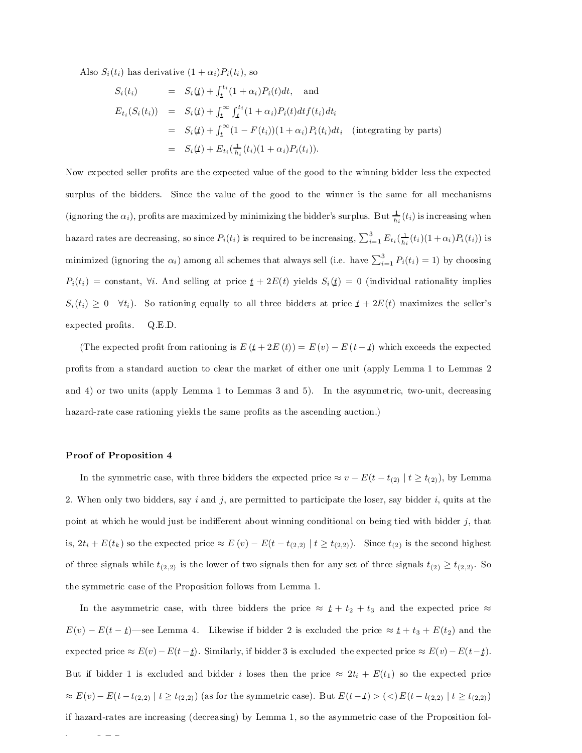Also $S_i(t_i)$ has derivative $(1+\alpha_i)P_i(t_i)$, so

$$
\begin{aligned}
S_i(t_i) &= S_i(\underline{t}) + \int_{\underline{t}}^{t_i}(1+\alpha_i)P_i(t)dt, \quad \text{and} \\
E_{t_i}(S_i(t_i)) &= S_i(\underline{t}) + \int_{\underline{t}}^{\infty}\int_{\underline{t}}^{t_i}(1+\alpha_i)P_i(t)dt f(t_i)dt_i \\
&= S_i(\underline{t}) + \int_{\underline{t}}^{\infty}(1-F(t_i))(1+\alpha_i)P_i(t_i)dt_i \quad \text{(integrating by parts)} \\
&= S_i(\underline{t}) + E_{t_i}(\tfrac{1}{h_i}(t_i)(1+\alpha_i)P_i(t_i)).
\end{aligned}
$$

Now expected seller profits are the expected value of the good to the winning bidder less the expected surplus of the bidders. Since the value of the good to the winner is the same for all mechanisms (ignoring the $\alpha_i$), profits are maximized by minimizing the bidder's surplus. But $\frac{1}{h_i}(t_i)$ is increasing when hazard rates are decreasing, so since $P_i(t_i)$ is required to be increasing, $\sum_{i=1}^{3} E_{t_i}(\frac{1}{h_i}(t_i)(1+\alpha_i)P_i(t_i))$ is minimized (ignoring the $\alpha_i$) among all schemes that always sell (i.e. have $\sum_{i=1}^{3} P_i(t_i) = 1$) by choosing $P_i(t_i) = \text{constant}, \ \forall i$. And selling at price $\underline{t} + 2E(t)$ yields $S_i(\underline{t}) = 0$ (individual rationality implies $S_i(t_i) \geq 0 \quad \forall t_i$). So rationing equally to all three bidders at price $\underline{t} + 2E(t)$ maximizes the seller's expected profits. Q.E.D.

(The expected profit from rationing is $E(\underline{t} + 2E(t)) = E(v) - E(t - \underline{t})$ which exceeds the expected profits from a standard auction to clear the market of either one unit (apply Lemma 1 to Lemmas 2 and 4) or two units (apply Lemma 1 to Lemmas 3 and 5). In the asymmetric, two-unit, decreasing hazard-rate case rationing yields the same profits as the ascending auction.)

**Proof of Proposition 4**

In the symmetric case, with three bidders the expected price $\approx v - E(t - t_{(2)} \mid t \geq t_{(2)})$, by Lemma 2. When only two bidders, say $i$ and $j$, are permitted to participate the loser, say bidder $i$, quits at the point at which he would just be indifferent about winning conditional on being tied with bidder $j$, that is, $2t_i + E(t_k)$ so the expected price $\approx E(v) - E(t - t_{(2,2)} \mid t \geq t_{(2,2)})$. Since $t_{(2)}$ is the second highest of three signals while $t_{(2,2)}$ is the lower of two signals then for any set of three signals $t_{(2)} \geq t_{(2,2)}$. So the symmetric case of the Proposition follows from Lemma 1.

In the asymmetric case, with three bidders the price $\approx \underline{t} + t_2 + t_3$ and the expected price $\approx E(v) - E(t - \underline{t})$—see Lemma 4. Likewise if bidder 2 is excluded the price $\approx \underline{t} + t_3 + E(t_2)$ and the expected price $\approx E(v) - E(t - \underline{t})$. Similarly, if bidder 3 is excluded the expected price $\approx E(v) - E(t - \underline{t})$. But if bidder 1 is excluded and bidder $i$ loses then the price $\approx 2t_i + E(t_1)$ so the expected price $\approx E(v) - E(t - t_{(2,2)} \mid t \geq t_{(2,2)})$ (as for the symmetric case). But $E(t - \underline{t}) > (<) \, E(t - t_{(2,2)} \mid t \geq t_{(2,2)})$ if hazard-rates are increasing (decreasing) by Lemma 1, so the asymmetric case of the Proposition fol-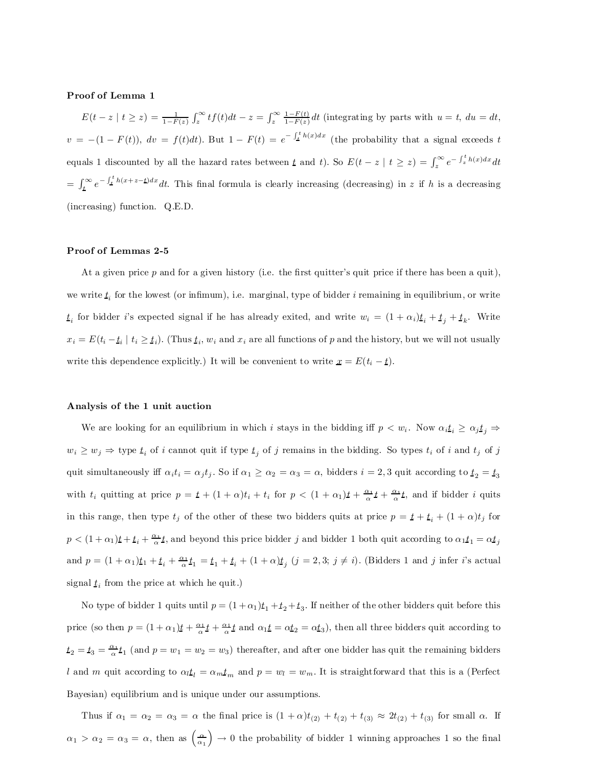**Proof of Lemma 1**

$E(t-z \mid t \geq z) = \frac{1}{1-F(z)} \int_z^\infty t f(t)dt - z = \int_z^\infty \frac{1-F(t)}{1-F(z)} dt$ (integrating by parts with $u = t$, $du = dt$, $v = -(1-F(t))$, $dv = f(t)dt$). But $1 - F(t) = e^{-\int_{\underline{t}}^t h(x)dx}$ (the probability that a signal exceeds $t$ equals 1 discounted by all the hazard rates between $\underline{t}$ and $t$). So $E(t-z \mid t \geq z) = \int_z^\infty e^{-\int_z^t h(x)dx} dt$ $= \int_{\underline{t}}^\infty e^{-\int_{\underline{t}}^t h(x+z-\underline{t})dx} dt$. This final formula is clearly increasing (decreasing) in $z$ if $h$ is a decreasing (increasing) function. Q.E.D.

**Proof of Lemmas 2-5**

At a given price $p$ and for a given history (i.e. the first quitter's quit price if there has been a quit), we write $\underline{t}_i$ for the lowest (or infimum), i.e. marginal, type of bidder $i$ remaining in equilibrium, or write $\underline{t}_i$ for bidder $i$'s expected signal if he has already exited, and write $w_i = (1+\alpha_i)\underline{t}_i + \underline{t}_j + \underline{t}_k$. Write $x_i = E(t_i - \underline{t}_i \mid t_i \geq \underline{t}_i)$. (Thus $\underline{t}_i$, $w_i$ and $x_i$ are all functions of $p$ and the history, but we will not usually write this dependence explicitly.) It will be convenient to write $\underline{x} = E(t_i - \underline{t})$.

**Analysis of the 1 unit auction**

We are looking for an equilibrium in which $i$ stays in the bidding iff $p < w_i$. Now $\alpha_i \underline{t}_i \geq \alpha_j \underline{t}_j \Rightarrow w_i \geq w_j \Rightarrow$ type $\underline{t}_i$ of $i$ cannot quit if type $\underline{t}_j$ of $j$ remains in the bidding. So types $t_i$ of $i$ and $t_j$ of $j$ quit simultaneously iff $\alpha_i t_i = \alpha_j t_j$. So if $\alpha_1 \geq \alpha_2 = \alpha_3 = \alpha$, bidders $i = 2, 3$ quit according to $\underline{t}_2 = \underline{t}_3$ with $t_i$ quitting at price $p = \underline{t} + (1+\alpha)t_i + t_i$ for $p < (1+\alpha_1)\underline{t} + \frac{\alpha_1}{\alpha}\underline{t} + \frac{\alpha_1}{\alpha}\underline{t}$, and if bidder $i$ quits in this range, then type $t_j$ of the other of these two bidders quits at price $p = \underline{t} + \underline{t}_i + (1+\alpha)t_j$ for $p < (1+\alpha_1)\underline{t} + \underline{t}_i + \frac{\alpha_1}{\alpha}\underline{t}$, and beyond this price bidder $j$ and bidder 1 both quit according to $\alpha_1 \underline{t}_1 = \alpha \underline{t}_j$ and $p = (1+\alpha_1)\underline{t}_1 + \underline{t}_i + \frac{\alpha_1}{\alpha}\underline{t}_1 = \underline{t}_1 + \underline{t}_i + (1+\alpha)\underline{t}_j$ ($j = 2, 3$; $j \neq i$). (Bidders 1 and $j$ infer $i$'s actual signal $\underline{t}_i$ from the price at which he quit.)

No type of bidder 1 quits until $p = (1+\alpha_1)\underline{t}_1 + \underline{t}_2 + \underline{t}_3$. If neither of the other bidders quit before this price (so then $p = (1+\alpha_1)\underline{t} + \frac{\alpha_1}{\alpha}\underline{t} + \frac{\alpha_1}{\alpha}\underline{t}$ and $\alpha_1 \underline{t} = \alpha \underline{t}_2 = \alpha \underline{t}_3$), then all three bidders quit according to $\underline{t}_2 = \underline{t}_3 = \frac{\alpha_1}{\alpha}\underline{t}_1$ (and $p = w_1 = w_2 = w_3$) thereafter, and after one bidder has quit the remaining bidders $l$ and $m$ quit according to $\alpha_l \underline{t}_l = \alpha_m \underline{t}_m$ and $p = w_l = w_m$. It is straightforward that this is a (Perfect Bayesian) equilibrium and is unique under our assumptions.

Thus if $\alpha_1 = \alpha_2 = \alpha_3 = \alpha$ the final price is $(1+\alpha)t_{(2)} + t_{(2)} + t_{(3)} \approx 2t_{(2)} + t_{(3)}$ for small $\alpha$. If $\alpha_1 > \alpha_2 = \alpha_3 = \alpha$, then as $\left(\frac{\alpha}{\alpha_1}\right) \to 0$ the probability of bidder 1 winning approaches 1 so the final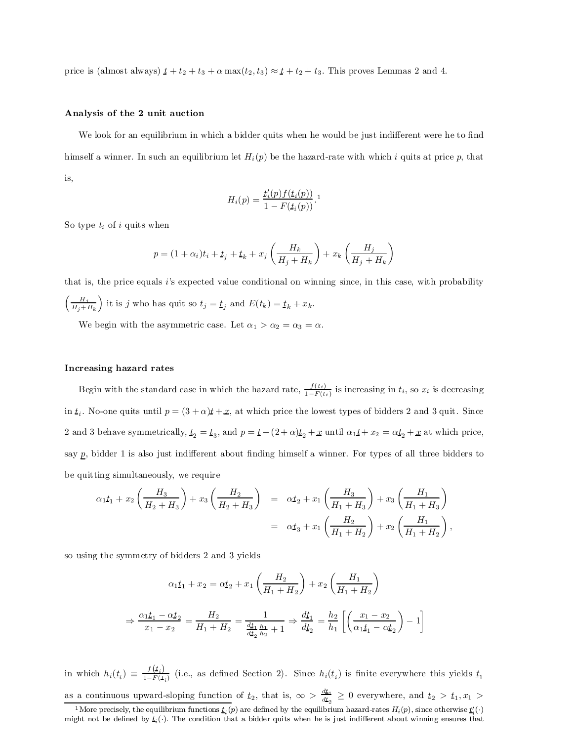price is (almost always) $\underline{t} + t_2 + t_3 + \alpha \max(t_2, t_3) \approx \underline{t} + t_2 + t_3$. This proves Lemmas 2 and 4.

**Analysis of the 2 unit auction**

We look for an equilibrium in which a bidder quits when he would be just indifferent were he to find himself a winner. In such an equilibrium let $H_i(p)$ be the hazard-rate with which $i$ quits at price $p$, that is,

$$H_i(p) = \frac{\underline{t}_i'(p) f(\underline{t}_i(p))}{1 - F(\underline{t}_i(p))}.$$ [1]

So type $t_i$ of $i$ quits when

$$p = (1+\alpha_i)t_i + \underline{t}_j + \underline{t}_k + x_j \left(\frac{H_k}{H_j + H_k}\right) + x_k \left(\frac{H_j}{H_j + H_k}\right)$$

that is, the price equals $i$'s expected value conditional on winning since, in this case, with probability $\left(\frac{H_j}{H_j+H_k}\right)$ it is $j$ who has quit so $t_j = \underline{t}_j$ and $E(t_k) = \underline{t}_k + x_k$.

We begin with the asymmetric case. Let $\alpha_1 > \alpha_2 = \alpha_3 = \alpha$.

**Increasing hazard rates**

Begin with the standard case in which the hazard rate, $\frac{f(t_i)}{1-F(t_i)}$ is increasing in $t_i$, so $x_i$ is decreasing in $\underline{t}_i$. No-one quits until $p = (3+\alpha)\underline{t} + \underline{x}$, at which price the lowest types of bidders 2 and 3 quit. Since 2 and 3 behave symmetrically, $\underline{t}_2 = \underline{t}_3$, and $p = \underline{t} + (2+\alpha)\underline{t}_2 + \underline{x}$ until $\alpha_1 \underline{t} + x_2 = \alpha \underline{t}_2 + \underline{x}$ at which price, say $\underline{p}$, bidder 1 is also just indifferent about finding himself a winner. For types of all three bidders to be quitting simultaneously, we require

$$\begin{aligned}
\alpha_1 \underline{t}_1 + x_2 \left(\frac{H_3}{H_2 + H_3}\right) + x_3 \left(\frac{H_2}{H_2 + H_3}\right) &= \alpha \underline{t}_2 + x_1 \left(\frac{H_3}{H_1 + H_3}\right) + x_3 \left(\frac{H_1}{H_1 + H_3}\right) \\
&= \alpha \underline{t}_3 + x_1 \left(\frac{H_2}{H_1 + H_2}\right) + x_2 \left(\frac{H_1}{H_1 + H_2}\right),
\end{aligned}$$

so using the symmetry of bidders 2 and 3 yields

$$\alpha_1 \underline{t}_1 + x_2 = \alpha \underline{t}_2 + x_1 \left(\frac{H_2}{H_1 + H_2}\right) + x_2 \left(\frac{H_1}{H_1 + H_2}\right)$$

$$\Rightarrow \frac{\alpha_1 \underline{t}_1 - \alpha \underline{t}_2}{x_1 - x_2} = \frac{H_2}{H_1 + H_2} = \frac{1}{\frac{d\underline{t}_1}{d\underline{t}_2}\frac{h_1}{h_2} + 1} \Rightarrow \frac{d\underline{t}_1}{d\underline{t}_2} = \frac{h_2}{h_1}\left[\left(\frac{x_1 - x_2}{\alpha_1 \underline{t}_1 - \alpha \underline{t}_2}\right) - 1\right]$$

in which $h_i(\underline{t}_i) \equiv \frac{f(\underline{t}_i)}{1-F(\underline{t}_i)}$ (i.e., as defined Section 2). Since $h_i(\underline{t}_i)$ is finite everywhere this yields $\underline{t}_1$ as a continuous upward-sloping function of $\underline{t}_2$, that is, $\infty > \frac{d\underline{t}_1}{d\underline{t}_2} \geq 0$ everywhere, and $\underline{t}_2 > \underline{t}_1, x_1 >$

[1] More precisely, the equilibrium functions $\underline{t}_i(p)$ are defined by the equilibrium hazard-rates $H_i(p)$, since otherwise $\underline{t}_i'(\cdot)$ might not be defined by $\underline{t}_i(\cdot)$. The condition that a bidder quits when he is just indifferent about winning ensures that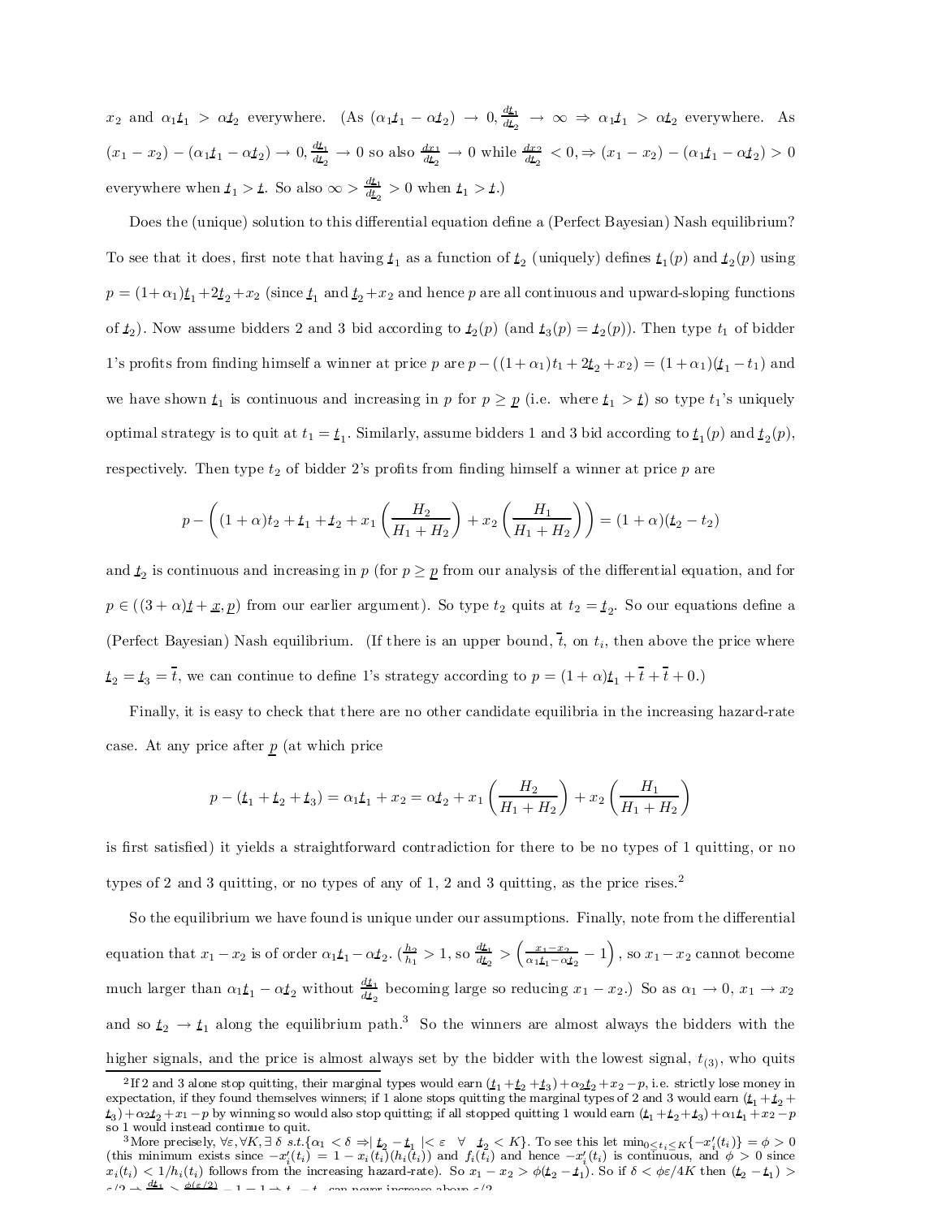$x_2$ and $\alpha_1 \underline{t}_1 > \alpha \underline{t}_2$ everywhere. (As $(\alpha_1 \underline{t}_1 - \alpha \underline{t}_2) \to 0, \frac{d\underline{t}_1}{d\underline{t}_2} \to \infty \Rightarrow \alpha_1 \underline{t}_1 > \alpha \underline{t}_2$ everywhere. As $(x_1 - x_2) - (\alpha_1 \underline{t}_1 - \alpha \underline{t}_2) \to 0, \frac{d\underline{t}_1}{d\underline{t}_2} \to 0$ so also $\frac{dx_1}{d\underline{t}_2} \to 0$ while $\frac{dx_2}{d\underline{t}_2} < 0, \Rightarrow (x_1 - x_2) - (\alpha_1 \underline{t}_1 - \alpha \underline{t}_2) > 0$ everywhere when $\underline{t}_1 > \underline{t}$. So also $\infty > \frac{d\underline{t}_1}{d\underline{t}_2} > 0$ when $\underline{t}_1 > \underline{t}$.)

Does the (unique) solution to this differential equation define a (Perfect Bayesian) Nash equilibrium? To see that it does, first note that having $\underline{t}_1$ as a function of $\underline{t}_2$ (uniquely) defines $\underline{t}_1(p)$ and $\underline{t}_2(p)$ using $p = (1+\alpha_1)\underline{t}_1 + 2\underline{t}_2 + x_2$ (since $\underline{t}_1$ and $\underline{t}_2 + x_2$ and hence $p$ are all continuous and upward-sloping functions of $\underline{t}_2$). Now assume bidders 2 and 3 bid according to $\underline{t}_2(p)$ (and $\underline{t}_3(p) = \underline{t}_2(p)$). Then type $t_1$ of bidder 1's profits from finding himself a winner at price $p$ are $p - ((1+\alpha_1)t_1 + 2\underline{t}_2 + x_2) = (1+\alpha_1)(\underline{t}_1 - t_1)$ and we have shown $\underline{t}_1$ is continuous and increasing in $p$ for $p \geq \underline{p}$ (i.e. where $\underline{t}_1 > \underline{t}$) so type $t_1$'s uniquely optimal strategy is to quit at $t_1 = \underline{t}_1$. Similarly, assume bidders 1 and 3 bid according to $\underline{t}_1(p)$ and $\underline{t}_2(p)$, respectively. Then type $t_2$ of bidder 2's profits from finding himself a winner at price $p$ are

$$p - \left((1+\alpha)t_2 + \underline{t}_1 + \underline{t}_2 + x_1\left(\frac{H_2}{H_1 + H_2}\right) + x_2\left(\frac{H_1}{H_1 + H_2}\right)\right) = (1+\alpha)(\underline{t}_2 - t_2)$$

and $\underline{t}_2$ is continuous and increasing in $p$ (for $p \geq \underline{p}$ from our analysis of the differential equation, and for $p \in ((3+\alpha)\underline{t} + \underline{x}, \underline{p})$ from our earlier argument). So type $t_2$ quits at $t_2 = \underline{t}_2$. So our equations define a (Perfect Bayesian) Nash equilibrium. (If there is an upper bound, $\overline{t}$, on $t_i$, then above the price where $\underline{t}_2 = \underline{t}_3 = \overline{t}$, we can continue to define 1's strategy according to $p = (1+\alpha)\underline{t}_1 + \overline{t} + \overline{t} + 0$.)

Finally, it is easy to check that there are no other candidate equilibria in the increasing hazard-rate case. At any price after $\underline{p}$ (at which price

$$p - (\underline{t}_1 + \underline{t}_2 + \underline{t}_3) = \alpha_1 \underline{t}_1 + x_2 = \alpha \underline{t}_2 + x_1\left(\frac{H_2}{H_1 + H_2}\right) + x_2\left(\frac{H_1}{H_1 + H_2}\right)$$

is first satisfied) it yields a straightforward contradiction for there to be no types of 1 quitting, or no types of 2 and 3 quitting, or no types of any of 1, 2 and 3 quitting, as the price rises.[2]

So the equilibrium we have found is unique under our assumptions. Finally, note from the differential equation that $x_1 - x_2$ is of order $\alpha_1 \underline{t}_1 - \alpha \underline{t}_2$. ($\frac{h_2}{h_1} > 1$, so $\frac{d\underline{t}_1}{d\underline{t}_2} > \left(\frac{x_1 - x_2}{\alpha_1 \underline{t}_1 - \alpha \underline{t}_2} - 1\right)$, so $x_1 - x_2$ cannot become much larger than $\alpha_1 \underline{t}_1 - \alpha \underline{t}_2$ without $\frac{d\underline{t}_1}{d\underline{t}_2}$ becoming large so reducing $x_1 - x_2$.) So as $\alpha_1 \to 0$, $x_1 \to x_2$ and so $\underline{t}_2 \to \underline{t}_1$ along the equilibrium path.[3] So the winners are almost always the bidders with the higher signals, and the price is almost always set by the bidder with the lowest signal, $t_{(3)}$, who quits

---

[2] If 2 and 3 alone stop quitting, their marginal types would earn $(\underline{t}_1 + \underline{t}_2 + \underline{t}_3) + \alpha_2 \underline{t}_2 + x_2 - p$, i.e. strictly lose money in expectation, if they found themselves winners; if 1 alone stops quitting the marginal types of 2 and 3 would earn $(\underline{t}_1 + \underline{t}_2 + \underline{t}_3) + \alpha_2 \underline{t}_2 + x_1 - p$ by winning so would also stop quitting; if all stopped quitting 1 would earn $(\underline{t}_1 + \underline{t}_2 + \underline{t}_3) + \alpha_1 \underline{t}_1 + x_2 - p$ so 1 would instead continue to quit.

[3] More precisely, $\forall \varepsilon, \forall K, \exists\, \delta$ s.t. $\{\alpha_1 < \delta \Rightarrow |\, \underline{t}_2 - \underline{t}_1 \,| < \varepsilon \;\; \forall \;\; \underline{t}_2 < K\}$. To see this let $\min_{0 \leq t_i \leq K}\{-x_i'(t_i)\} = \phi > 0$ (this minimum exists since $-x_i'(t_i) = 1 - x_i(t_i)(h_i(t_i))$ and $f_i(t_i)$ and hence $-x_i'(t_i)$ is continuous, and $\phi > 0$ since $x_i(t_i) < 1/h_i(t_i)$ follows from the increasing hazard-rate). So $x_1 - x_2 > \phi(\underline{t}_2 - \underline{t}_1)$. So if $\delta < \phi\varepsilon/4K$ then $(\underline{t}_2 - \underline{t}_1) > \varepsilon/2 \Rightarrow \frac{d\underline{t}_1}{d\underline{t}_2} > \frac{\phi(\varepsilon/2)}{\ldots} - 1 = 1 \Rightarrow \underline{t}_2 - \underline{t}_1$ can never increase above $\varepsilon/2$.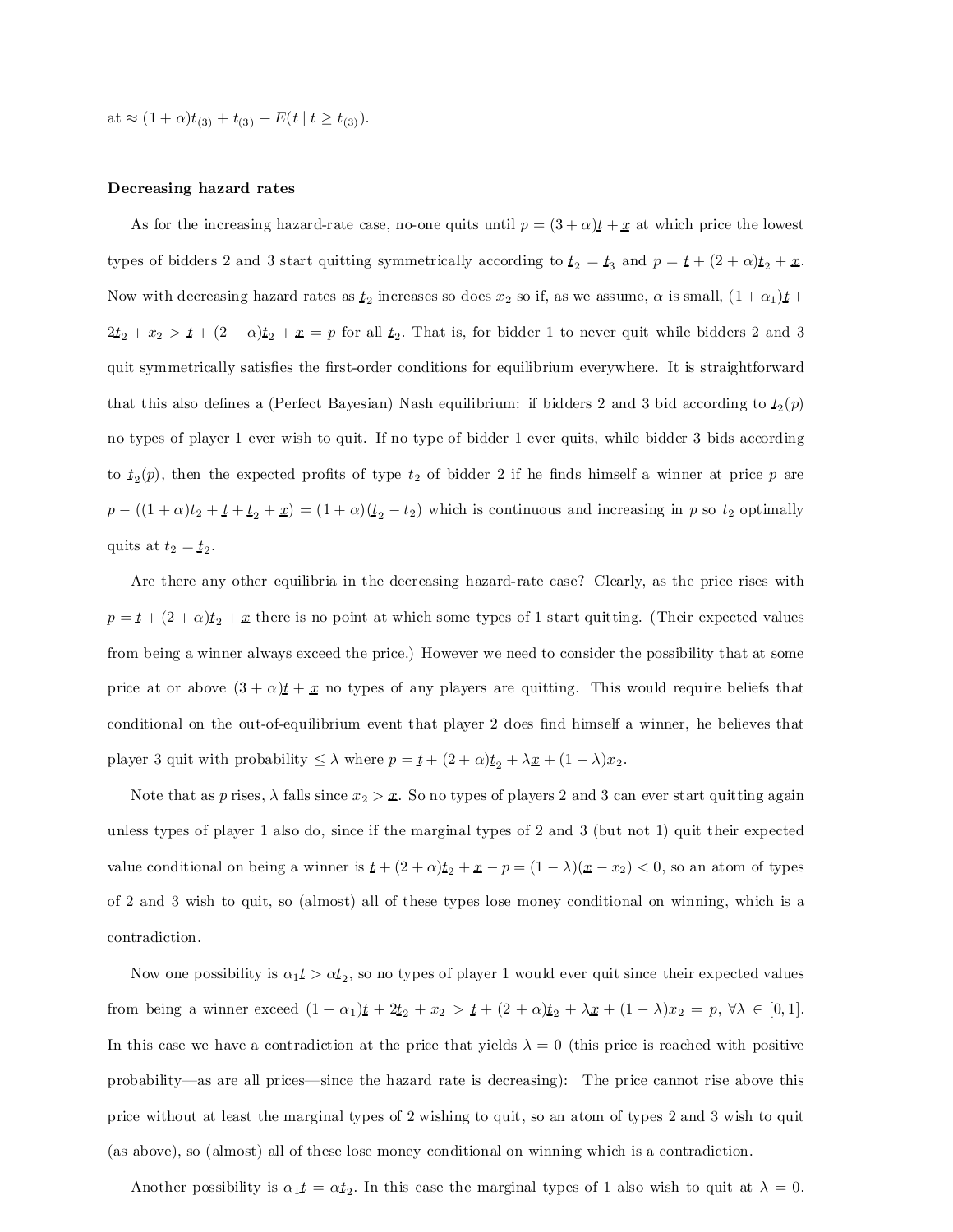at $\approx (1+\alpha)t_{(3)} + t_{(3)} + E(t \mid t \geq t_{(3)})$.

**Decreasing hazard rates**

As for the increasing hazard-rate case, no-one quits until $p = (3+\alpha)\underline{t} + \underline{x}$ at which price the lowest types of bidders 2 and 3 start quitting symmetrically according to $\underline{t}_2 = \underline{t}_3$ and $p = \underline{t} + (2+\alpha)\underline{t}_2 + \underline{x}$. Now with decreasing hazard rates as $\underline{t}_2$ increases so does $x_2$ so if, as we assume, $\alpha$ is small, $(1+\alpha_1)\underline{t} + 2\underline{t}_2 + x_2 > \underline{t} + (2+\alpha)\underline{t}_2 + \underline{x} = p$ for all $\underline{t}_2$. That is, for bidder 1 to never quit while bidders 2 and 3 quit symmetrically satisfies the first-order conditions for equilibrium everywhere. It is straightforward that this also defines a (Perfect Bayesian) Nash equilibrium: if bidders 2 and 3 bid according to $\underline{t}_2(p)$ no types of player 1 ever wish to quit. If no type of bidder 1 ever quits, while bidder 3 bids according to $\underline{t}_2(p)$, then the expected profits of type $t_2$ of bidder 2 if he finds himself a winner at price $p$ are $p - ((1+\alpha)t_2 + \underline{t} + \underline{t}_2 + \underline{x}) = (1+\alpha)(\underline{t}_2 - t_2)$ which is continuous and increasing in $p$ so $t_2$ optimally quits at $t_2 = \underline{t}_2$.

Are there any other equilibria in the decreasing hazard-rate case? Clearly, as the price rises with $p = \underline{t} + (2+\alpha)\underline{t}_2 + \underline{x}$ there is no point at which some types of 1 start quitting. (Their expected values from being a winner always exceed the price.) However we need to consider the possibility that at some price at or above $(3+\alpha)\underline{t} + \underline{x}$ no types of any players are quitting. This would require beliefs that conditional on the out-of-equilibrium event that player 2 does find himself a winner, he believes that player 3 quit with probability $\leq \lambda$ where $p = \underline{t} + (2+\alpha)\underline{t}_2 + \lambda\underline{x} + (1-\lambda)x_2$.

Note that as $p$ rises, $\lambda$ falls since $x_2 > \underline{x}$. So no types of players 2 and 3 can ever start quitting again unless types of player 1 also do, since if the marginal types of 2 and 3 (but not 1) quit their expected value conditional on being a winner is $\underline{t} + (2+\alpha)\underline{t}_2 + \underline{x} - p = (1-\lambda)(\underline{x} - x_2) < 0$, so an atom of types of 2 and 3 wish to quit, so (almost) all of these types lose money conditional on winning, which is a contradiction.

Now one possibility is $\alpha_1\underline{t} > \alpha\underline{t}_2$, so no types of player 1 would ever quit since their expected values from being a winner exceed $(1+\alpha_1)\underline{t} + 2\underline{t}_2 + x_2 > \underline{t} + (2+\alpha)\underline{t}_2 + \lambda\underline{x} + (1-\lambda)x_2 = p$, $\forall\lambda \in [0,1]$. In this case we have a contradiction at the price that yields $\lambda = 0$ (this price is reached with positive probability—as are all prices—since the hazard rate is decreasing): The price cannot rise above this price without at least the marginal types of 2 wishing to quit, so an atom of types 2 and 3 wish to quit (as above), so (almost) all of these lose money conditional on winning which is a contradiction.

Another possibility is $\alpha_1\underline{t} = \alpha\underline{t}_2$. In this case the marginal types of 1 also wish to quit at $\lambda = 0$.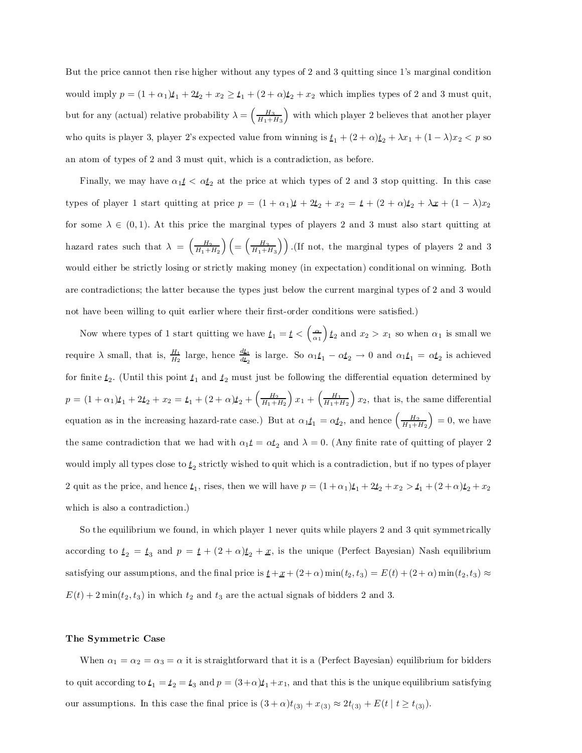But the price cannot then rise higher without any types of 2 and 3 quitting since 1's marginal condition would imply $p = (1+\alpha_1)\underline{t}_1 + 2\underline{t}_2 + x_2 \geq \underline{t}_1 + (2+\alpha)\underline{t}_2 + x_2$ which implies types of 2 and 3 must quit, but for any (actual) relative probability $\lambda = \left(\frac{H_3}{H_1+H_3}\right)$ with which player 2 believes that another player who quits is player 3, player 2's expected value from winning is $\underline{t}_1 + (2+\alpha)\underline{t}_2 + \lambda x_1 + (1-\lambda)x_2 < p$ so an atom of types of 2 and 3 must quit, which is a contradiction, as before.

Finally, we may have $\alpha_1\underline{t} < \alpha\underline{t}_2$ at the price at which types of 2 and 3 stop quitting. In this case types of player 1 start quitting at price $p = (1+\alpha_1)\underline{t} + 2\underline{t}_2 + x_2 = \underline{t} + (2+\alpha)\underline{t}_2 + \lambda\underline{x} + (1-\lambda)x_2$ for some $\lambda \in (0,1)$. At this price the marginal types of players 2 and 3 must also start quitting at hazard rates such that $\lambda = \left(\frac{H_2}{H_1+H_2}\right)\left(= \left(\frac{H_3}{H_1+H_3}\right)\right)$.(If not, the marginal types of players 2 and 3 would either be strictly losing or strictly making money (in expectation) conditional on winning. Both are contradictions; the latter because the types just below the current marginal types of 2 and 3 would not have been willing to quit earlier where their first-order conditions were satisfied.)

Now where types of 1 start quitting we have $\underline{t}_1 = \underline{t} < \left(\frac{\alpha}{\alpha_1}\right)\underline{t}_2$ and $x_2 > x_1$ so when $\alpha_1$ is small we require $\lambda$ small, that is, $\frac{H_1}{H_2}$ large, hence $\frac{d\underline{t}_1}{d\underline{t}_2}$ is large. So $\alpha_1\underline{t}_1 - \alpha\underline{t}_2 \to 0$ and $\alpha_1\underline{t}_1 = \alpha\underline{t}_2$ is achieved for finite $\underline{t}_2$. (Until this point $\underline{t}_1$ and $\underline{t}_2$ must just be following the differential equation determined by $p = (1+\alpha_1)\underline{t}_1 + 2\underline{t}_2 + x_2 = \underline{t}_1 + (2+\alpha)\underline{t}_2 + \left(\frac{H_2}{H_1+H_2}\right)x_1 + \left(\frac{H_1}{H_1+H_2}\right)x_2$, that is, the same differential equation as in the increasing hazard-rate case.) But at $\alpha_1\underline{t}_1 = \alpha\underline{t}_2$, and hence $\left(\frac{H_2}{H_1+H_2}\right) = 0$, we have the same contradiction that we had with $\alpha_1\underline{t} = \alpha\underline{t}_2$ and $\lambda = 0$. (Any finite rate of quitting of player 2 would imply all types close to $\underline{t}_2$ strictly wished to quit which is a contradiction, but if no types of player 2 quit as the price, and hence $\underline{t}_1$, rises, then we will have $p = (1+\alpha_1)\underline{t}_1 + 2\underline{t}_2 + x_2 > \underline{t}_1 + (2+\alpha)\underline{t}_2 + x_2$ which is also a contradiction.)

So the equilibrium we found, in which player 1 never quits while players 2 and 3 quit symmetrically according to $\underline{t}_2 = \underline{t}_3$ and $p = \underline{t} + (2+\alpha)\underline{t}_2 + \underline{x}$, is the unique (Perfect Bayesian) Nash equilibrium satisfying our assumptions, and the final price is $\underline{t} + \underline{x} + (2+\alpha)\min(t_2, t_3) = E(t) + (2+\alpha)\min(t_2, t_3) \approx E(t) + 2\min(t_2, t_3)$ in which $t_2$ and $t_3$ are the actual signals of bidders 2 and 3.

### The Symmetric Case

When $\alpha_1 = \alpha_2 = \alpha_3 = \alpha$ it is straightforward that it is a (Perfect Bayesian) equilibrium for bidders to quit according to $\underline{t}_1 = \underline{t}_2 = \underline{t}_3$ and $p = (3+\alpha)\underline{t}_1 + x_1$, and that this is the unique equilibrium satisfying our assumptions. In this case the final price is $(3+\alpha)t_{(3)} + x_{(3)} \approx 2t_{(3)} + E(t \mid t \geq t_{(3)})$.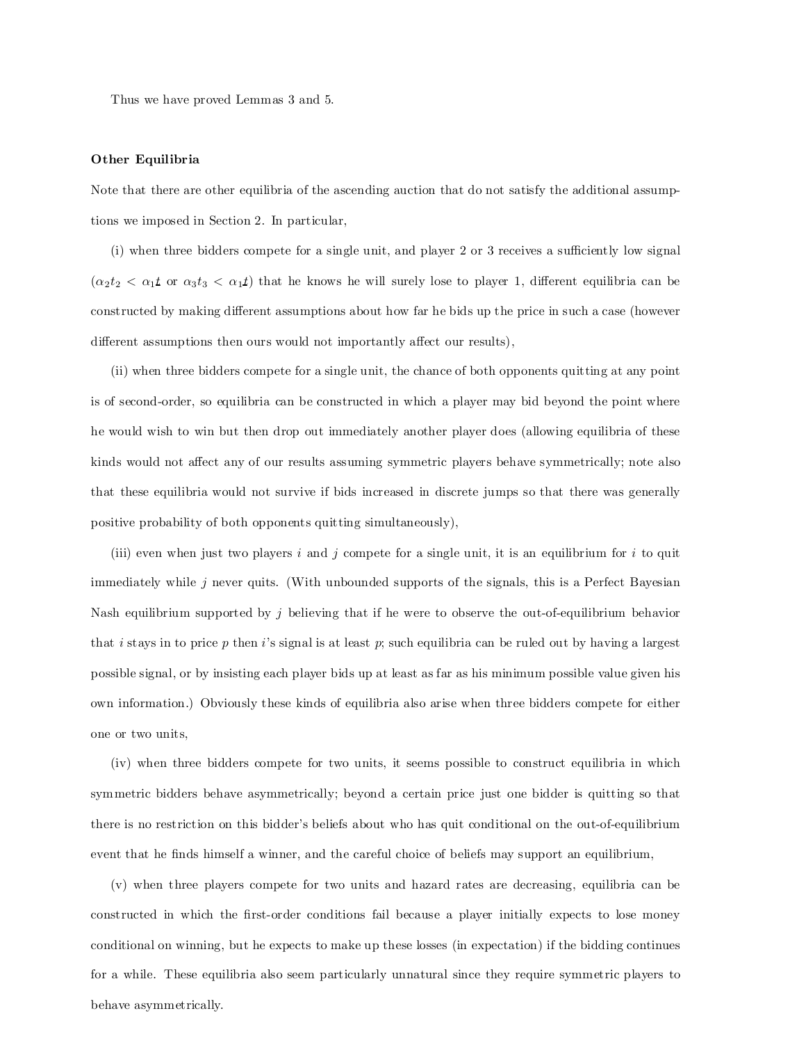Thus we have proved Lemmas 3 and 5.

**Other Equilibria**

Note that there are other equilibria of the ascending auction that do not satisfy the additional assumptions we imposed in Section 2. In particular,

(i) when three bidders compete for a single unit, and player 2 or 3 receives a sufficiently low signal ($\alpha_2 t_2 < \alpha_1 \underline{t}$ or $\alpha_3 t_3 < \alpha_1 \underline{t}$) that he knows he will surely lose to player 1, different equilibria can be constructed by making different assumptions about how far he bids up the price in such a case (however different assumptions then ours would not importantly affect our results),

(ii) when three bidders compete for a single unit, the chance of both opponents quitting at any point is of second-order, so equilibria can be constructed in which a player may bid beyond the point where he would wish to win but then drop out immediately another player does (allowing equilibria of these kinds would not affect any of our results assuming symmetric players behave symmetrically; note also that these equilibria would not survive if bids increased in discrete jumps so that there was generally positive probability of both opponents quitting simultaneously),

(iii) even when just two players $i$ and $j$ compete for a single unit, it is an equilibrium for $i$ to quit immediately while $j$ never quits. (With unbounded supports of the signals, this is a Perfect Bayesian Nash equilibrium supported by $j$ believing that if he were to observe the out-of-equilibrium behavior that $i$ stays in to price $p$ then $i$'s signal is at least $p$; such equilibria can be ruled out by having a largest possible signal, or by insisting each player bids up at least as far as his minimum possible value given his own information.) Obviously these kinds of equilibria also arise when three bidders compete for either one or two units,

(iv) when three bidders compete for two units, it seems possible to construct equilibria in which symmetric bidders behave asymmetrically; beyond a certain price just one bidder is quitting so that there is no restriction on this bidder's beliefs about who has quit conditional on the out-of-equilibrium event that he finds himself a winner, and the careful choice of beliefs may support an equilibrium,

(v) when three players compete for two units and hazard rates are decreasing, equilibria can be constructed in which the first-order conditions fail because a player initially expects to lose money conditional on winning, but he expects to make up these losses (in expectation) if the bidding continues for a while. These equilibria also seem particularly unnatural since they require symmetric players to behave asymmetrically.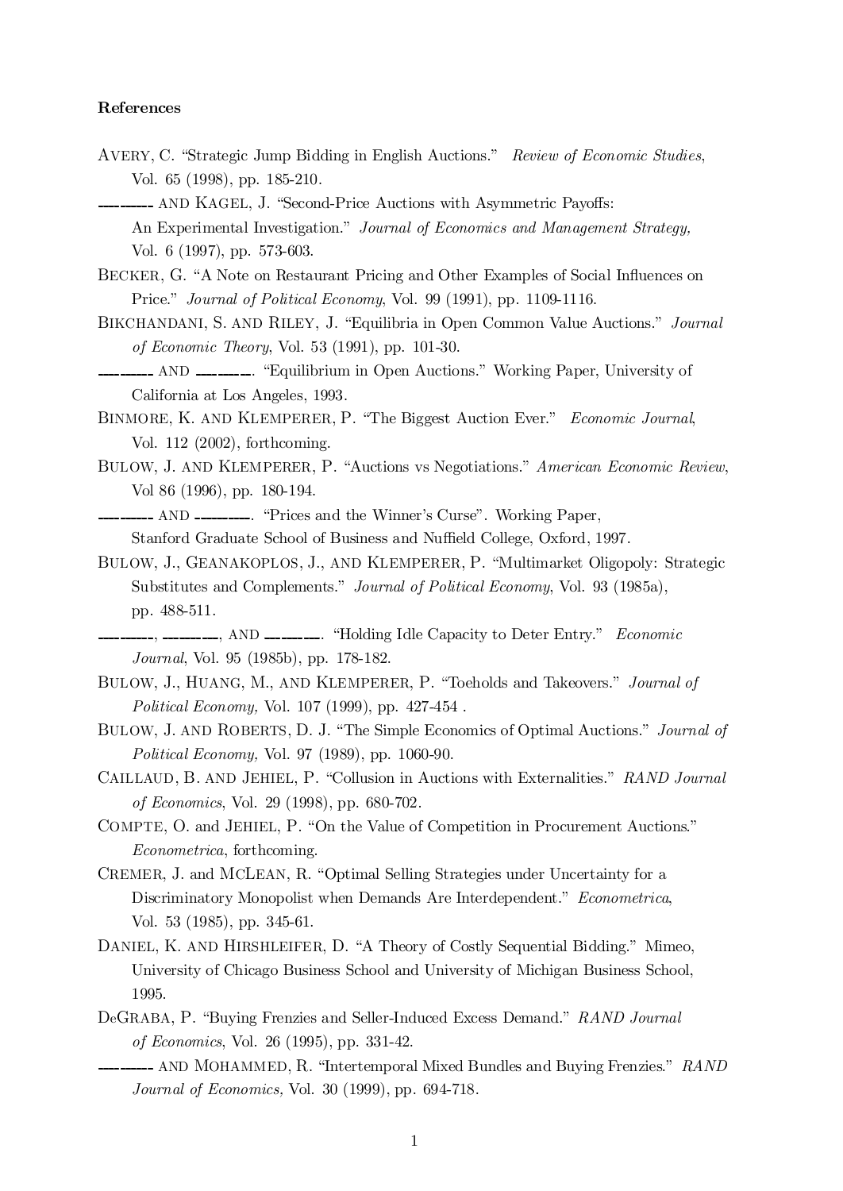## References

Avery, C. "Strategic Jump Bidding in English Auctions." *Review of Economic Studies*, Vol. 65 (1998), pp. 185-210.

——— and Kagel, J. "Second-Price Auctions with Asymmetric Payoffs: An Experimental Investigation." *Journal of Economics and Management Strategy*, Vol. 6 (1997), pp. 573-603.

Becker, G. "A Note on Restaurant Pricing and Other Examples of Social Influences on Price." *Journal of Political Economy*, Vol. 99 (1991), pp. 1109-1116.

Bikchandani, S. and Riley, J. "Equilibria in Open Common Value Auctions." *Journal of Economic Theory*, Vol. 53 (1991), pp. 101-30.

——— and ———. "Equilibrium in Open Auctions." Working Paper, University of California at Los Angeles, 1993.

Binmore, K. and Klemperer, P. "The Biggest Auction Ever." *Economic Journal*, Vol. 112 (2002), forthcoming.

Bulow, J. and Klemperer, P. "Auctions vs Negotiations." *American Economic Review*, Vol 86 (1996), pp. 180-194.

——— and ———. "Prices and the Winner's Curse". Working Paper, Stanford Graduate School of Business and Nuffield College, Oxford, 1997.

Bulow, J., Geanakoplos, J., and Klemperer, P. "Multimarket Oligopoly: Strategic Substitutes and Complements." *Journal of Political Economy*, Vol. 93 (1985a), pp. 488-511.

———, ———, and ———. "Holding Idle Capacity to Deter Entry." *Economic Journal*, Vol. 95 (1985b), pp. 178-182.

Bulow, J., Huang, M., and Klemperer, P. "Toeholds and Takeovers." *Journal of Political Economy,* Vol. 107 (1999), pp. 427-454 .

Bulow, J. and Roberts, D. J. "The Simple Economics of Optimal Auctions." *Journal of Political Economy,* Vol. 97 (1989), pp. 1060-90.

Caillaud, B. and Jehiel, P. "Collusion in Auctions with Externalities." *RAND Journal of Economics*, Vol. 29 (1998), pp. 680-702.

Compte, O. and Jehiel, P. "On the Value of Competition in Procurement Auctions." *Econometrica*, forthcoming.

Cremer, J. and McLean, R. "Optimal Selling Strategies under Uncertainty for a Discriminatory Monopolist when Demands Are Interdependent." *Econometrica*, Vol. 53 (1985), pp. 345-61.

Daniel, K. and Hirshleifer, D. "A Theory of Costly Sequential Bidding." Mimeo, University of Chicago Business School and University of Michigan Business School, 1995.

DeGraba, P. "Buying Frenzies and Seller-Induced Excess Demand." *RAND Journal of Economics*, Vol. 26 (1995), pp. 331-42.

——— and Mohammed, R. "Intertemporal Mixed Bundles and Buying Frenzies." *RAND Journal of Economics,* Vol. 30 (1999), pp. 694-718.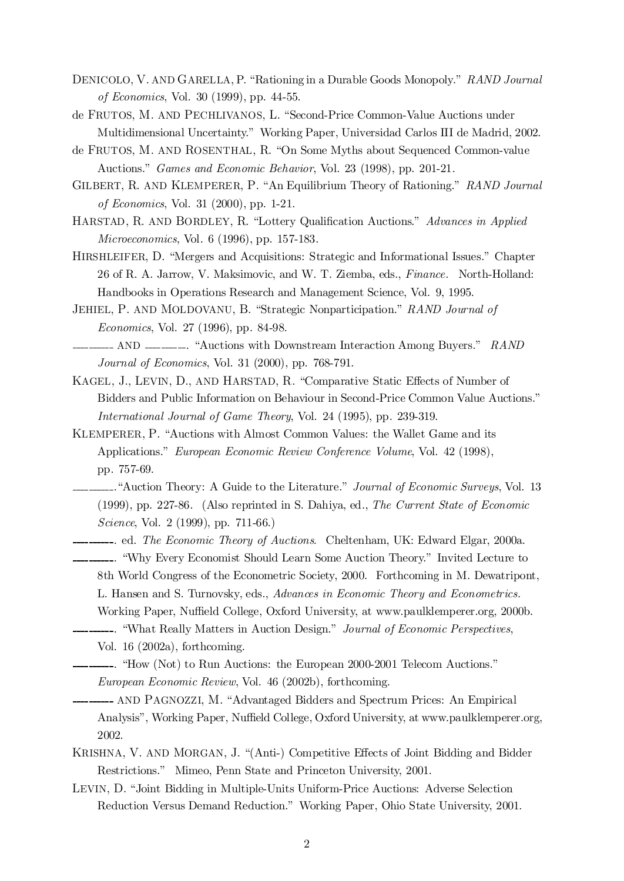DENICOLO, V. AND GARELLA, P. "Rationing in a Durable Goods Monopoly." *RAND Journal of Economics*, Vol. 30 (1999), pp. 44-55.

de FRUTOS, M. AND PECHLIVANOS, L. "Second-Price Common-Value Auctions under Multidimensional Uncertainty." Working Paper, Universidad Carlos III de Madrid, 2002.

de FRUTOS, M. AND ROSENTHAL, R. "On Some Myths about Sequenced Common-value Auctions." *Games and Economic Behavior*, Vol. 23 (1998), pp. 201-21.

GILBERT, R. AND KLEMPERER, P. "An Equilibrium Theory of Rationing." *RAND Journal of Economics*, Vol. 31 (2000), pp. 1-21.

HARSTAD, R. AND BORDLEY, R. "Lottery Qualification Auctions." *Advances in Applied Microeconomics*, Vol. 6 (1996), pp. 157-183.

HIRSHLEIFER, D. "Mergers and Acquisitions: Strategic and Informational Issues." Chapter 26 of R. A. Jarrow, V. Maksimovic, and W. T. Ziemba, eds., *Finance*. North-Holland: Handbooks in Operations Research and Management Science, Vol. 9, 1995.

JEHIEL, P. AND MOLDOVANU, B. "Strategic Nonparticipation." *RAND Journal of Economics*, Vol. 27 (1996), pp. 84-98.

——— AND ———. "Auctions with Downstream Interaction Among Buyers." *RAND Journal of Economics*, Vol. 31 (2000), pp. 768-791.

KAGEL, J., LEVIN, D., AND HARSTAD, R. "Comparative Static Effects of Number of Bidders and Public Information on Behaviour in Second-Price Common Value Auctions." *International Journal of Game Theory*, Vol. 24 (1995), pp. 239-319.

KLEMPERER, P. "Auctions with Almost Common Values: the Wallet Game and its Applications." *European Economic Review Conference Volume*, Vol. 42 (1998), pp. 757-69.

———."Auction Theory: A Guide to the Literature." *Journal of Economic Surveys*, Vol. 13 (1999), pp. 227-86. (Also reprinted in S. Dahiya, ed., *The Current State of Economic Science*, Vol. 2 (1999), pp. 711-66.)

———. ed. *The Economic Theory of Auctions.* Cheltenham, UK: Edward Elgar, 2000a.

———. "Why Every Economist Should Learn Some Auction Theory." Invited Lecture to 8th World Congress of the Econometric Society, 2000. Forthcoming in M. Dewatripont, L. Hansen and S. Turnovsky, eds., *Advances in Economic Theory and Econometrics.* Working Paper, Nuffield College, Oxford University, at www.paulklemperer.org, 2000b.

———. "What Really Matters in Auction Design." *Journal of Economic Perspectives*, Vol. 16 (2002a), forthcoming.

———. "How (Not) to Run Auctions: the European 2000-2001 Telecom Auctions." *European Economic Review*, Vol. 46 (2002b), forthcoming.

——— AND PAGNOZZI, M. "Advantaged Bidders and Spectrum Prices: An Empirical Analysis", Working Paper, Nuffield College, Oxford University, at www.paulklemperer.org, 2002.

KRISHNA, V. AND MORGAN, J. "(Anti-) Competitive Effects of Joint Bidding and Bidder Restrictions." Mimeo, Penn State and Princeton University, 2001.

LEVIN, D. "Joint Bidding in Multiple-Units Uniform-Price Auctions: Adverse Selection Reduction Versus Demand Reduction." Working Paper, Ohio State University, 2001.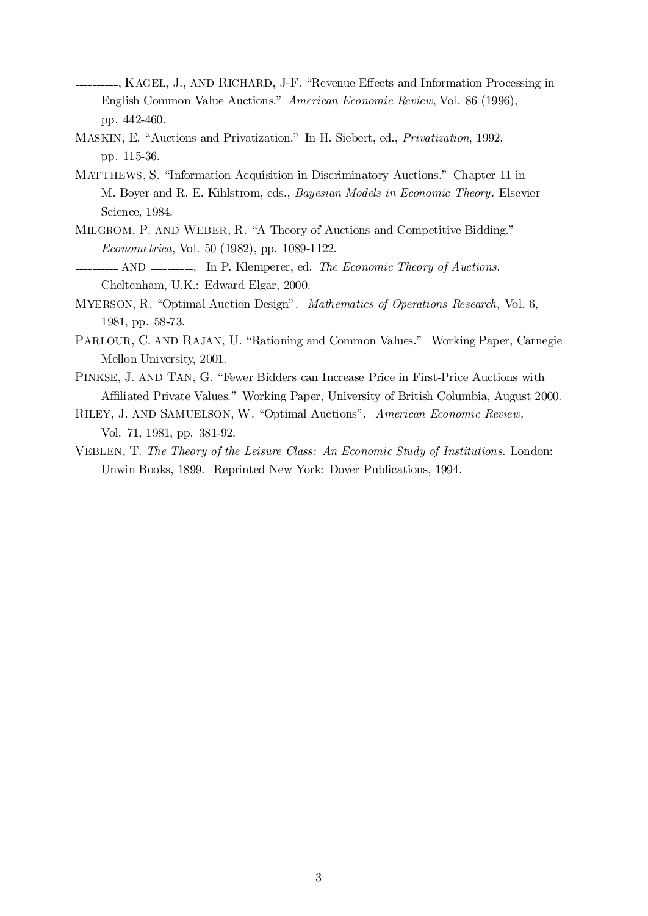———, Kagel, J., and Richard, J-F. "Revenue Effects and Information Processing in English Common Value Auctions." *American Economic Review*, Vol. 86 (1996), pp. 442-460.

Maskin, E. "Auctions and Privatization." In H. Siebert, ed., *Privatization*, 1992, pp. 115-36.

Matthews, S. "Information Acquisition in Discriminatory Auctions." Chapter 11 in M. Boyer and R. E. Kihlstrom, eds., *Bayesian Models in Economic Theory*. Elsevier Science, 1984.

Milgrom, P. and Weber, R. "A Theory of Auctions and Competitive Bidding." *Econometrica*, Vol. 50 (1982), pp. 1089-1122.

——— and ———. In P. Klemperer, ed. *The Economic Theory of Auctions*. Cheltenham, U.K.: Edward Elgar, 2000.

Myerson, R. "Optimal Auction Design". *Mathematics of Operations Research,* Vol. 6, 1981, pp. 58-73.

Parlour, C. and Rajan, U. "Rationing and Common Values." Working Paper, Carnegie Mellon University, 2001.

Pinkse, J. and Tan, G. "Fewer Bidders can Increase Price in First-Price Auctions with Affiliated Private Values." Working Paper, University of British Columbia, August 2000.

Riley, J. and Samuelson, W. "Optimal Auctions". *American Economic Review,* Vol. 71, 1981, pp. 381-92.

Veblen, T. *The Theory of the Leisure Class: An Economic Study of Institutions*. London: Unwin Books, 1899. Reprinted New York: Dover Publications, 1994.